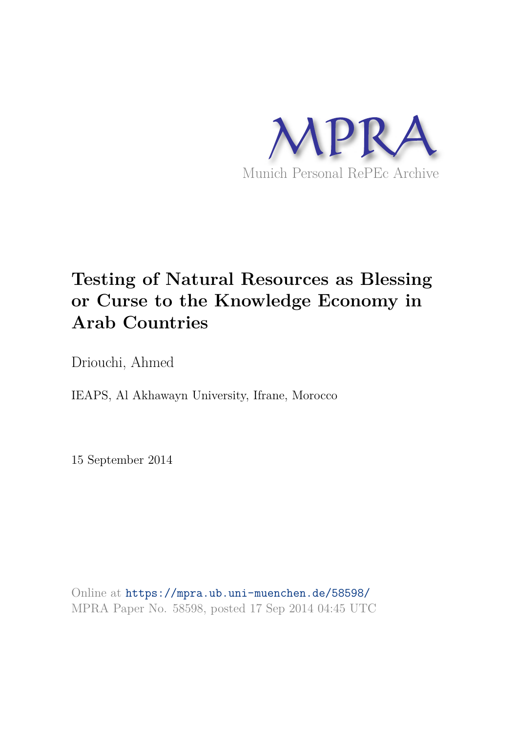MPRA

Munich Personal RePEc Archive

# Testing of Natural Resources as Blessing or Curse to the Knowledge Economy in Arab Countries

Driouchi, Ahmed

IEAPS, Al Akhawayn University, Ifrane, Morocco

15 September 2014

Online at https://mpra.ub.uni-muenchen.de/58598/
MPRA Paper No. 58598, posted 17 Sep 2014 04:45 UTC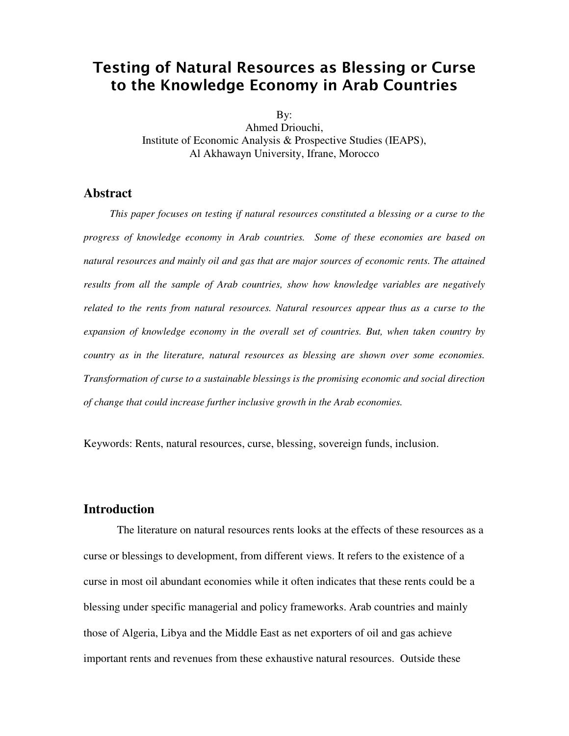# Testing of Natural Resources as Blessing or Curse to the Knowledge Economy in Arab Countries

By:
Ahmed Driouchi,
Institute of Economic Analysis & Prospective Studies (IEAPS),
Al Akhawayn University, Ifrane, Morocco

## Abstract

*This paper focuses on testing if natural resources constituted a blessing or a curse to the progress of knowledge economy in Arab countries. Some of these economies are based on natural resources and mainly oil and gas that are major sources of economic rents. The attained results from all the sample of Arab countries, show how knowledge variables are negatively related to the rents from natural resources. Natural resources appear thus as a curse to the expansion of knowledge economy in the overall set of countries. But, when taken country by country as in the literature, natural resources as blessing are shown over some economies. Transformation of curse to a sustainable blessings is the promising economic and social direction of change that could increase further inclusive growth in the Arab economies.*

Keywords: Rents, natural resources, curse, blessing, sovereign funds, inclusion.

## Introduction

The literature on natural resources rents looks at the effects of these resources as a curse or blessings to development, from different views. It refers to the existence of a curse in most oil abundant economies while it often indicates that these rents could be a blessing under specific managerial and policy frameworks. Arab countries and mainly those of Algeria, Libya and the Middle East as net exporters of oil and gas achieve important rents and revenues from these exhaustive natural resources. Outside these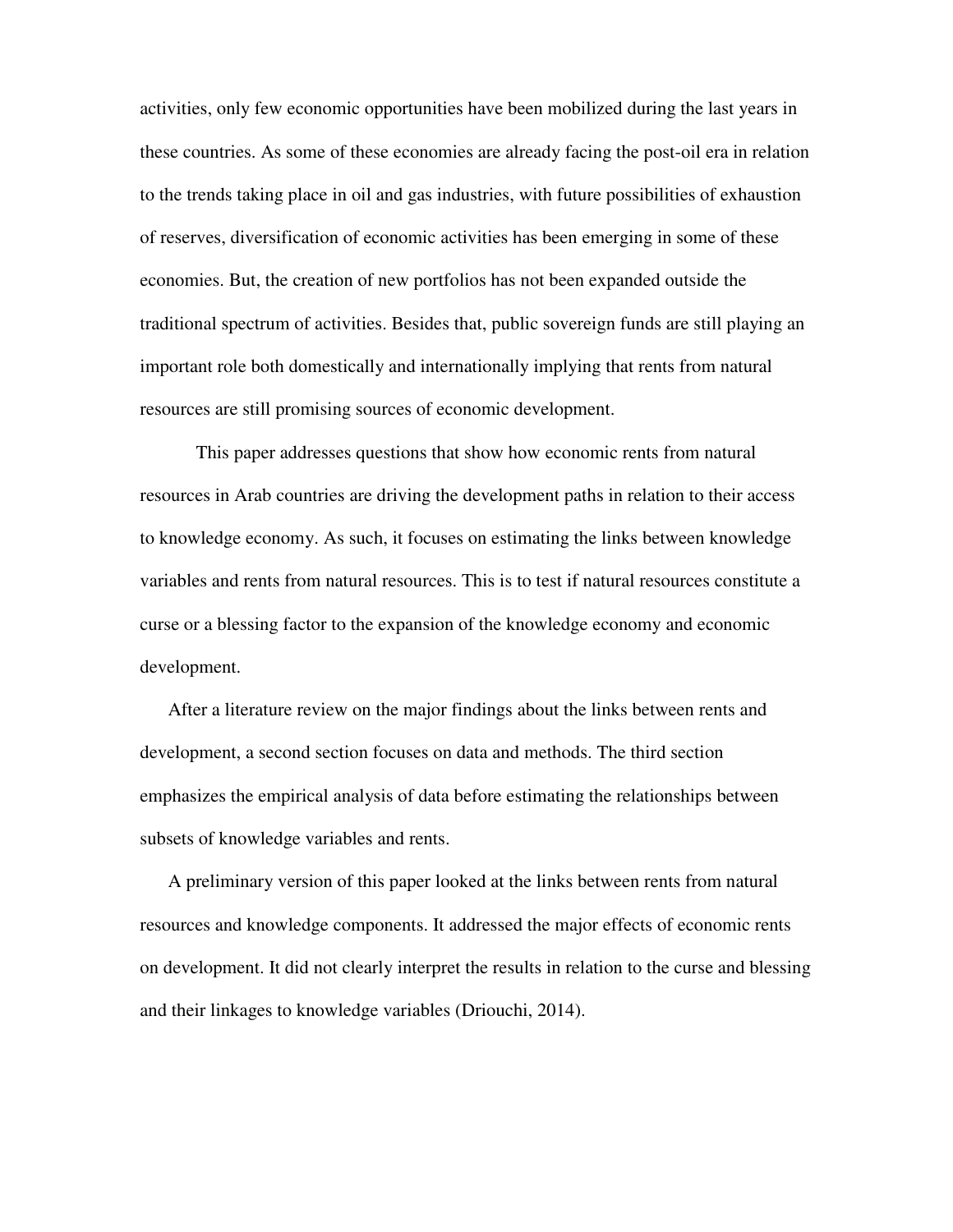activities, only few economic opportunities have been mobilized during the last years in these countries. As some of these economies are already facing the post-oil era in relation to the trends taking place in oil and gas industries, with future possibilities of exhaustion of reserves, diversification of economic activities has been emerging in some of these economies. But, the creation of new portfolios has not been expanded outside the traditional spectrum of activities. Besides that, public sovereign funds are still playing an important role both domestically and internationally implying that rents from natural resources are still promising sources of economic development.

This paper addresses questions that show how economic rents from natural resources in Arab countries are driving the development paths in relation to their access to knowledge economy. As such, it focuses on estimating the links between knowledge variables and rents from natural resources. This is to test if natural resources constitute a curse or a blessing factor to the expansion of the knowledge economy and economic development.

After a literature review on the major findings about the links between rents and development, a second section focuses on data and methods. The third section emphasizes the empirical analysis of data before estimating the relationships between subsets of knowledge variables and rents.

A preliminary version of this paper looked at the links between rents from natural resources and knowledge components. It addressed the major effects of economic rents on development. It did not clearly interpret the results in relation to the curse and blessing and their linkages to knowledge variables (Driouchi, 2014).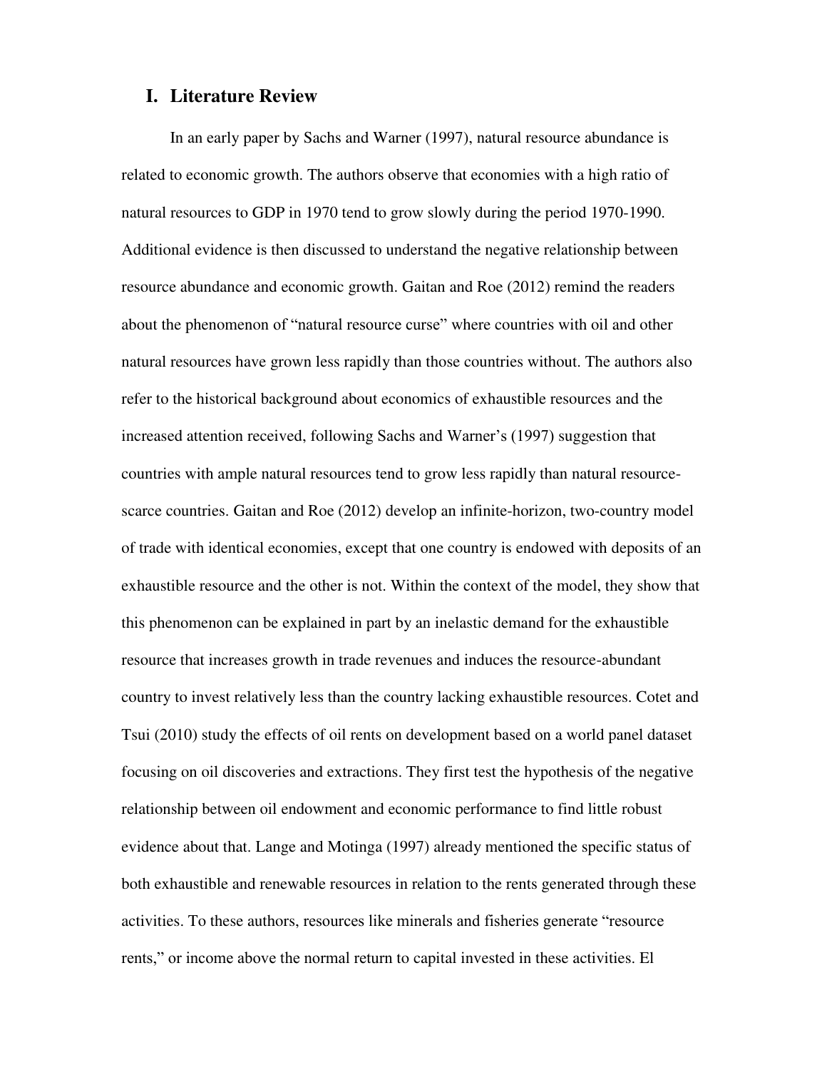## I. Literature Review

In an early paper by Sachs and Warner (1997), natural resource abundance is related to economic growth. The authors observe that economies with a high ratio of natural resources to GDP in 1970 tend to grow slowly during the period 1970-1990. Additional evidence is then discussed to understand the negative relationship between resource abundance and economic growth. Gaitan and Roe (2012) remind the readers about the phenomenon of "natural resource curse" where countries with oil and other natural resources have grown less rapidly than those countries without. The authors also refer to the historical background about economics of exhaustible resources and the increased attention received, following Sachs and Warner's (1997) suggestion that countries with ample natural resources tend to grow less rapidly than natural resource-scarce countries. Gaitan and Roe (2012) develop an infinite-horizon, two-country model of trade with identical economies, except that one country is endowed with deposits of an exhaustible resource and the other is not. Within the context of the model, they show that this phenomenon can be explained in part by an inelastic demand for the exhaustible resource that increases growth in trade revenues and induces the resource-abundant country to invest relatively less than the country lacking exhaustible resources. Cotet and Tsui (2010) study the effects of oil rents on development based on a world panel dataset focusing on oil discoveries and extractions. They first test the hypothesis of the negative relationship between oil endowment and economic performance to find little robust evidence about that. Lange and Motinga (1997) already mentioned the specific status of both exhaustible and renewable resources in relation to the rents generated through these activities. To these authors, resources like minerals and fisheries generate "resource rents," or income above the normal return to capital invested in these activities. El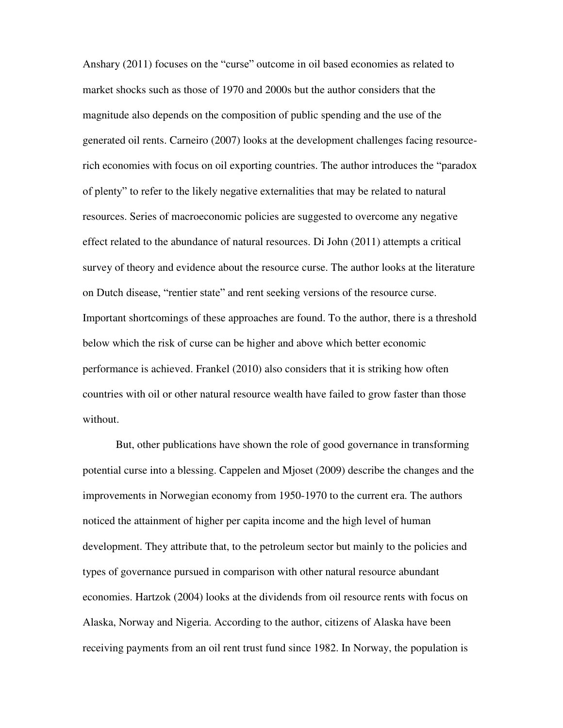Anshary (2011) focuses on the "curse" outcome in oil based economies as related to market shocks such as those of 1970 and 2000s but the author considers that the magnitude also depends on the composition of public spending and the use of the generated oil rents. Carneiro (2007) looks at the development challenges facing resource-rich economies with focus on oil exporting countries. The author introduces the "paradox of plenty" to refer to the likely negative externalities that may be related to natural resources. Series of macroeconomic policies are suggested to overcome any negative effect related to the abundance of natural resources. Di John (2011) attempts a critical survey of theory and evidence about the resource curse. The author looks at the literature on Dutch disease, "rentier state" and rent seeking versions of the resource curse. Important shortcomings of these approaches are found. To the author, there is a threshold below which the risk of curse can be higher and above which better economic performance is achieved. Frankel (2010) also considers that it is striking how often countries with oil or other natural resource wealth have failed to grow faster than those without.

But, other publications have shown the role of good governance in transforming potential curse into a blessing. Cappelen and Mjoset (2009) describe the changes and the improvements in Norwegian economy from 1950-1970 to the current era. The authors noticed the attainment of higher per capita income and the high level of human development. They attribute that, to the petroleum sector but mainly to the policies and types of governance pursued in comparison with other natural resource abundant economies. Hartzok (2004) looks at the dividends from oil resource rents with focus on Alaska, Norway and Nigeria. According to the author, citizens of Alaska have been receiving payments from an oil rent trust fund since 1982. In Norway, the population is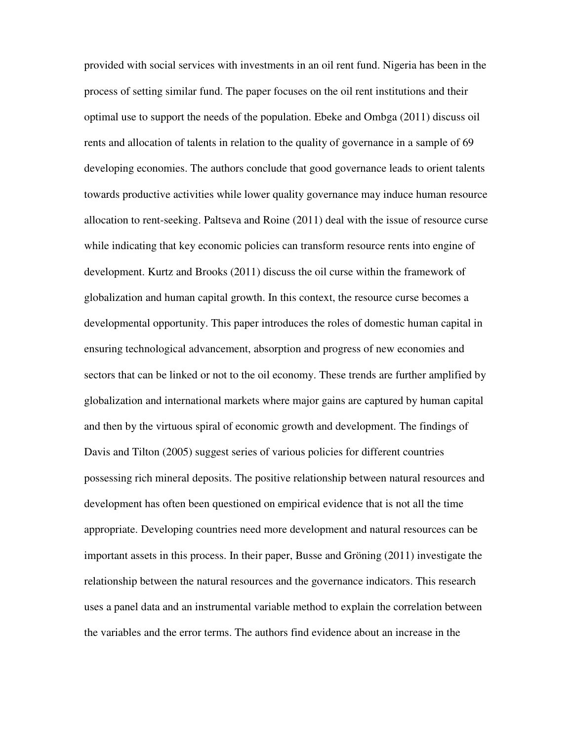provided with social services with investments in an oil rent fund. Nigeria has been in the process of setting similar fund. The paper focuses on the oil rent institutions and their optimal use to support the needs of the population. Ebeke and Ombga (2011) discuss oil rents and allocation of talents in relation to the quality of governance in a sample of 69 developing economies. The authors conclude that good governance leads to orient talents towards productive activities while lower quality governance may induce human resource allocation to rent-seeking. Paltseva and Roine (2011) deal with the issue of resource curse while indicating that key economic policies can transform resource rents into engine of development. Kurtz and Brooks (2011) discuss the oil curse within the framework of globalization and human capital growth. In this context, the resource curse becomes a developmental opportunity. This paper introduces the roles of domestic human capital in ensuring technological advancement, absorption and progress of new economies and sectors that can be linked or not to the oil economy. These trends are further amplified by globalization and international markets where major gains are captured by human capital and then by the virtuous spiral of economic growth and development. The findings of Davis and Tilton (2005) suggest series of various policies for different countries possessing rich mineral deposits. The positive relationship between natural resources and development has often been questioned on empirical evidence that is not all the time appropriate. Developing countries need more development and natural resources can be important assets in this process. In their paper, Busse and Gröning (2011) investigate the relationship between the natural resources and the governance indicators. This research uses a panel data and an instrumental variable method to explain the correlation between the variables and the error terms. The authors find evidence about an increase in the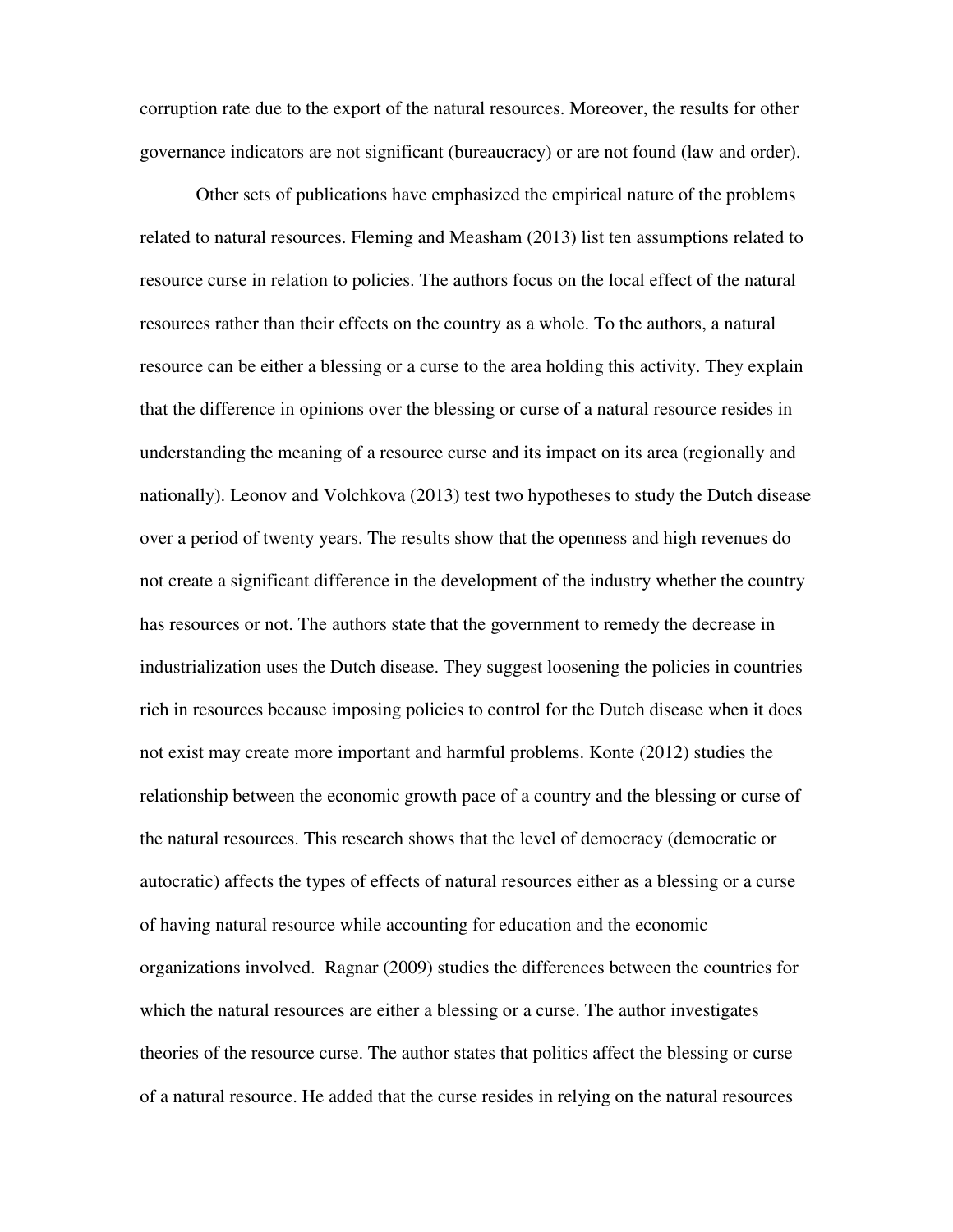corruption rate due to the export of the natural resources. Moreover, the results for other governance indicators are not significant (bureaucracy) or are not found (law and order).

Other sets of publications have emphasized the empirical nature of the problems related to natural resources. Fleming and Measham (2013) list ten assumptions related to resource curse in relation to policies. The authors focus on the local effect of the natural resources rather than their effects on the country as a whole. To the authors, a natural resource can be either a blessing or a curse to the area holding this activity. They explain that the difference in opinions over the blessing or curse of a natural resource resides in understanding the meaning of a resource curse and its impact on its area (regionally and nationally). Leonov and Volchkova (2013) test two hypotheses to study the Dutch disease over a period of twenty years. The results show that the openness and high revenues do not create a significant difference in the development of the industry whether the country has resources or not. The authors state that the government to remedy the decrease in industrialization uses the Dutch disease. They suggest loosening the policies in countries rich in resources because imposing policies to control for the Dutch disease when it does not exist may create more important and harmful problems. Konte (2012) studies the relationship between the economic growth pace of a country and the blessing or curse of the natural resources. This research shows that the level of democracy (democratic or autocratic) affects the types of effects of natural resources either as a blessing or a curse of having natural resource while accounting for education and the economic organizations involved. Ragnar (2009) studies the differences between the countries for which the natural resources are either a blessing or a curse. The author investigates theories of the resource curse. The author states that politics affect the blessing or curse of a natural resource. He added that the curse resides in relying on the natural resources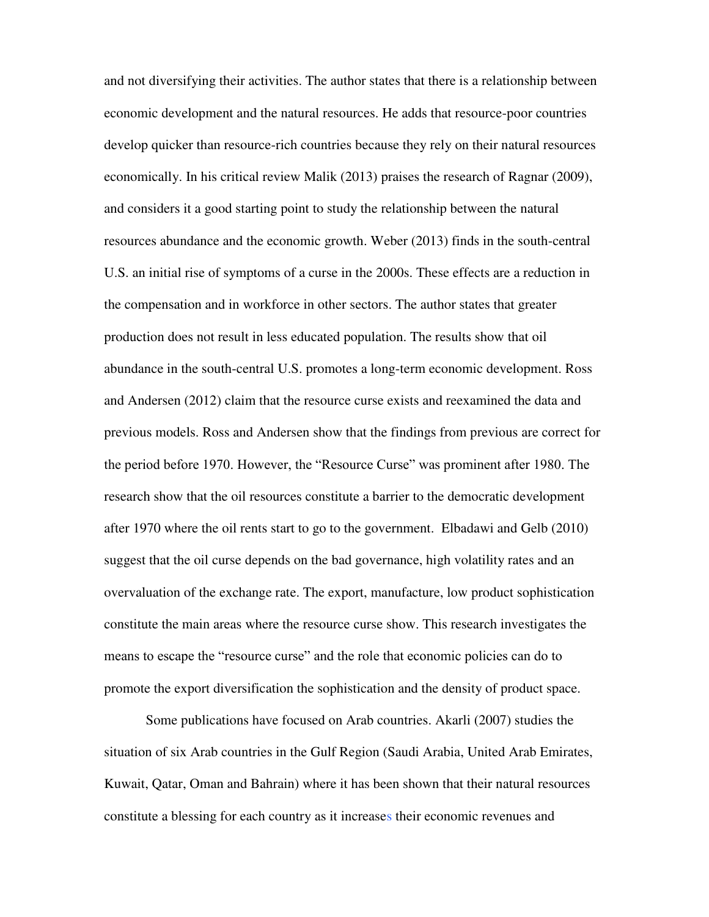and not diversifying their activities. The author states that there is a relationship between economic development and the natural resources. He adds that resource-poor countries develop quicker than resource-rich countries because they rely on their natural resources economically. In his critical review Malik (2013) praises the research of Ragnar (2009), and considers it a good starting point to study the relationship between the natural resources abundance and the economic growth. Weber (2013) finds in the south-central U.S. an initial rise of symptoms of a curse in the 2000s. These effects are a reduction in the compensation and in workforce in other sectors. The author states that greater production does not result in less educated population. The results show that oil abundance in the south-central U.S. promotes a long-term economic development. Ross and Andersen (2012) claim that the resource curse exists and reexamined the data and previous models. Ross and Andersen show that the findings from previous are correct for the period before 1970. However, the "Resource Curse" was prominent after 1980. The research show that the oil resources constitute a barrier to the democratic development after 1970 where the oil rents start to go to the government. Elbadawi and Gelb (2010) suggest that the oil curse depends on the bad governance, high volatility rates and an overvaluation of the exchange rate. The export, manufacture, low product sophistication constitute the main areas where the resource curse show. This research investigates the means to escape the "resource curse" and the role that economic policies can do to promote the export diversification the sophistication and the density of product space.

Some publications have focused on Arab countries. Akarli (2007) studies the situation of six Arab countries in the Gulf Region (Saudi Arabia, United Arab Emirates, Kuwait, Qatar, Oman and Bahrain) where it has been shown that their natural resources constitute a blessing for each country as it increases their economic revenues and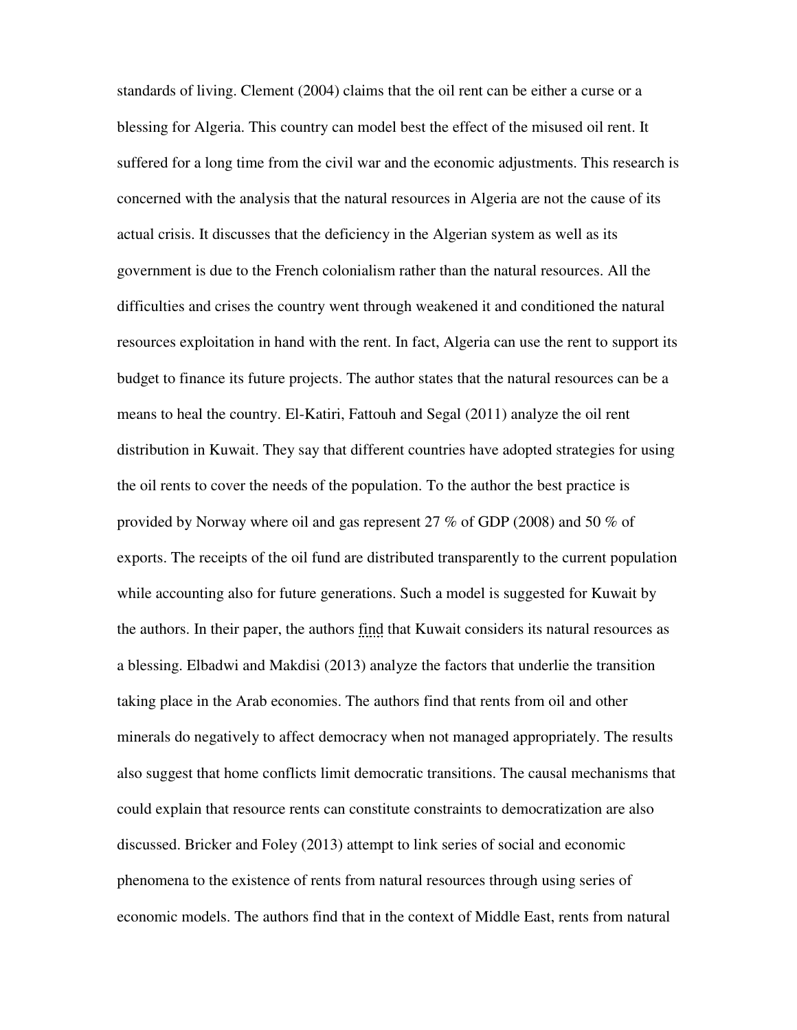standards of living. Clement (2004) claims that the oil rent can be either a curse or a blessing for Algeria. This country can model best the effect of the misused oil rent. It suffered for a long time from the civil war and the economic adjustments. This research is concerned with the analysis that the natural resources in Algeria are not the cause of its actual crisis. It discusses that the deficiency in the Algerian system as well as its government is due to the French colonialism rather than the natural resources. All the difficulties and crises the country went through weakened it and conditioned the natural resources exploitation in hand with the rent. In fact, Algeria can use the rent to support its budget to finance its future projects. The author states that the natural resources can be a means to heal the country. El-Katiri, Fattouh and Segal (2011) analyze the oil rent distribution in Kuwait. They say that different countries have adopted strategies for using the oil rents to cover the needs of the population. To the author the best practice is provided by Norway where oil and gas represent 27 % of GDP (2008) and 50 % of exports. The receipts of the oil fund are distributed transparently to the current population while accounting also for future generations. Such a model is suggested for Kuwait by the authors. In their paper, the authors find that Kuwait considers its natural resources as a blessing. Elbadwi and Makdisi (2013) analyze the factors that underlie the transition taking place in the Arab economies. The authors find that rents from oil and other minerals do negatively to affect democracy when not managed appropriately. The results also suggest that home conflicts limit democratic transitions. The causal mechanisms that could explain that resource rents can constitute constraints to democratization are also discussed. Bricker and Foley (2013) attempt to link series of social and economic phenomena to the existence of rents from natural resources through using series of economic models. The authors find that in the context of Middle East, rents from natural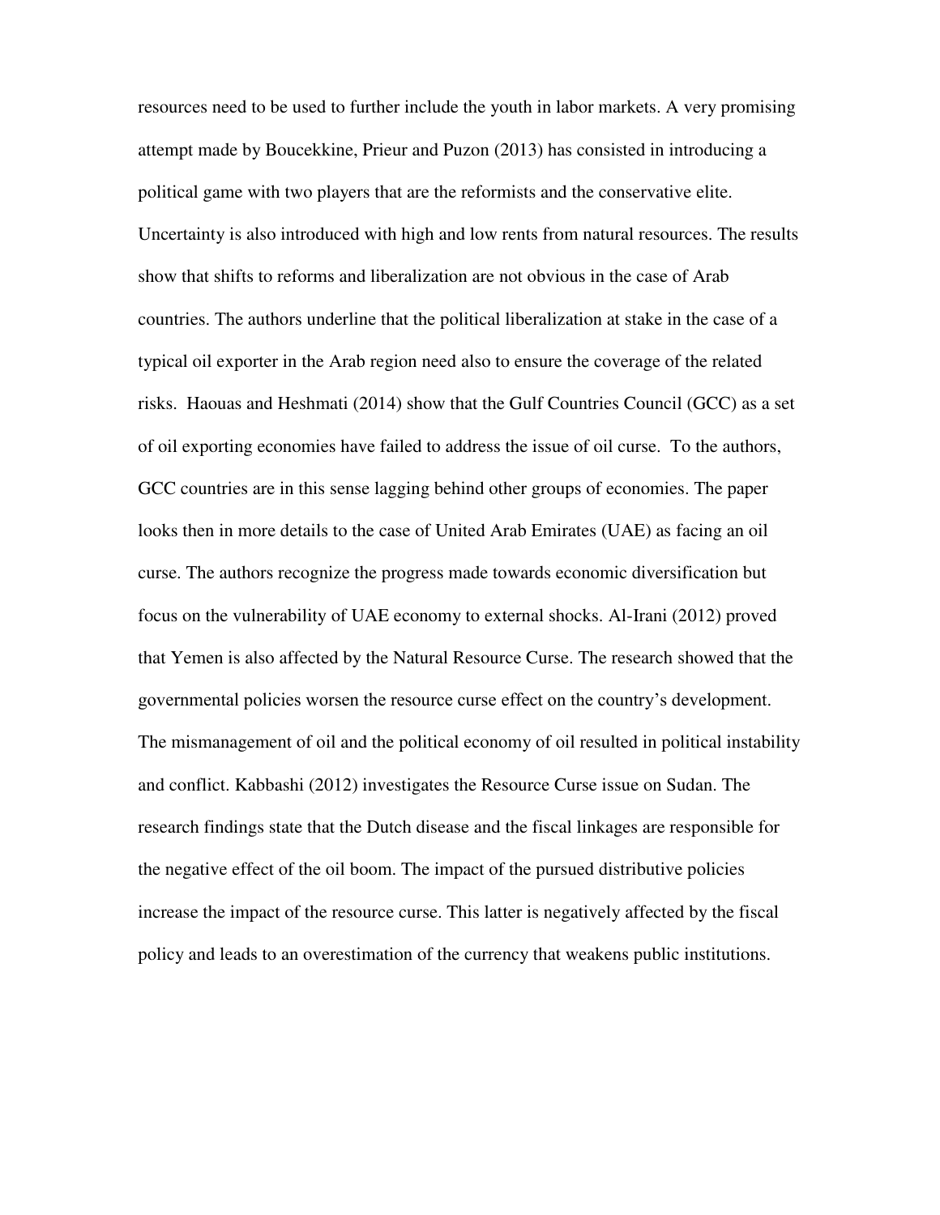resources need to be used to further include the youth in labor markets. A very promising attempt made by Boucekkine, Prieur and Puzon (2013) has consisted in introducing a political game with two players that are the reformists and the conservative elite. Uncertainty is also introduced with high and low rents from natural resources. The results show that shifts to reforms and liberalization are not obvious in the case of Arab countries. The authors underline that the political liberalization at stake in the case of a typical oil exporter in the Arab region need also to ensure the coverage of the related risks. Haouas and Heshmati (2014) show that the Gulf Countries Council (GCC) as a set of oil exporting economies have failed to address the issue of oil curse. To the authors, GCC countries are in this sense lagging behind other groups of economies. The paper looks then in more details to the case of United Arab Emirates (UAE) as facing an oil curse. The authors recognize the progress made towards economic diversification but focus on the vulnerability of UAE economy to external shocks. Al-Irani (2012) proved that Yemen is also affected by the Natural Resource Curse. The research showed that the governmental policies worsen the resource curse effect on the country's development. The mismanagement of oil and the political economy of oil resulted in political instability and conflict. Kabbashi (2012) investigates the Resource Curse issue on Sudan. The research findings state that the Dutch disease and the fiscal linkages are responsible for the negative effect of the oil boom. The impact of the pursued distributive policies increase the impact of the resource curse. This latter is negatively affected by the fiscal policy and leads to an overestimation of the currency that weakens public institutions.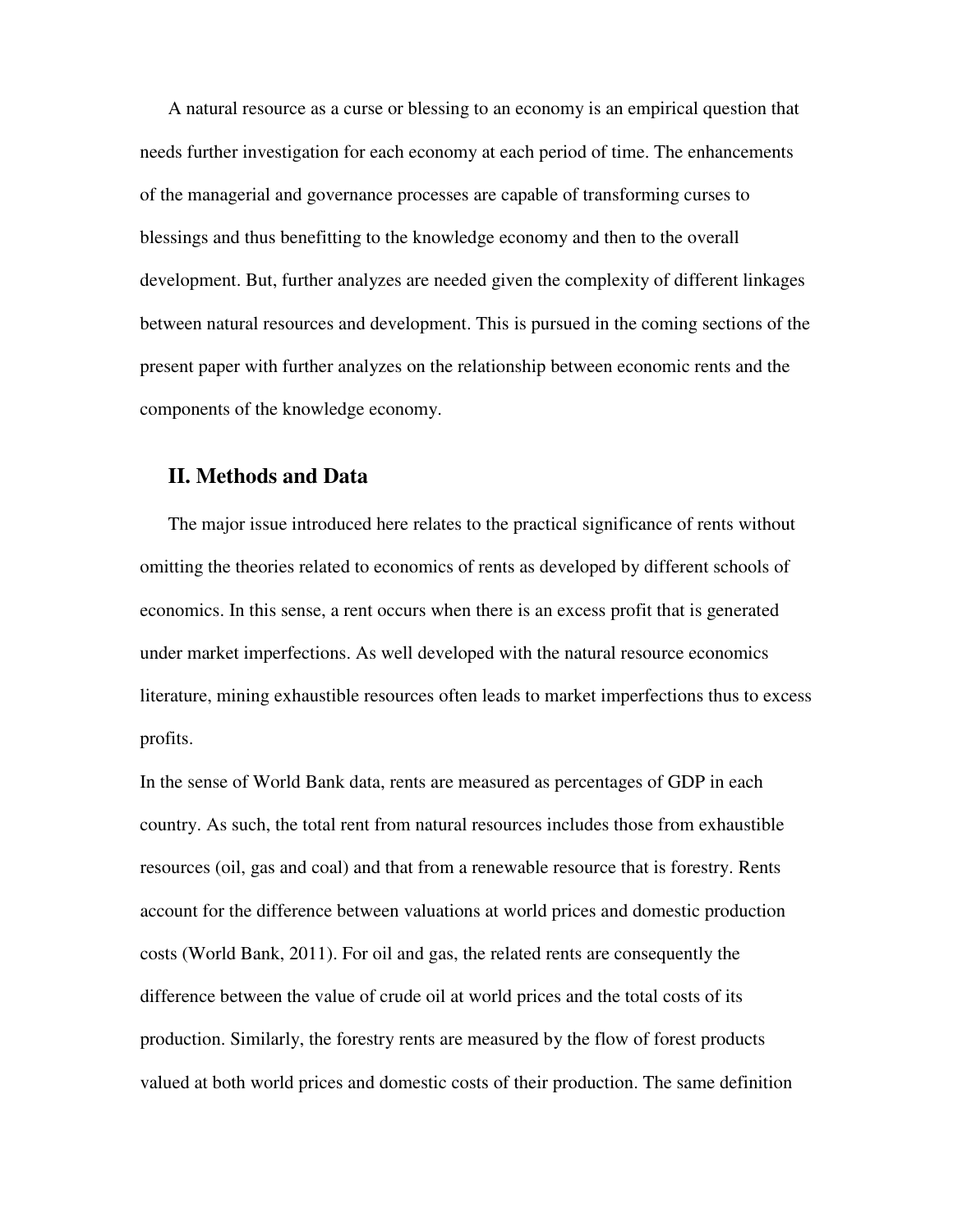A natural resource as a curse or blessing to an economy is an empirical question that needs further investigation for each economy at each period of time. The enhancements of the managerial and governance processes are capable of transforming curses to blessings and thus benefitting to the knowledge economy and then to the overall development. But, further analyzes are needed given the complexity of different linkages between natural resources and development. This is pursued in the coming sections of the present paper with further analyzes on the relationship between economic rents and the components of the knowledge economy.

## II. Methods and Data

The major issue introduced here relates to the practical significance of rents without omitting the theories related to economics of rents as developed by different schools of economics. In this sense, a rent occurs when there is an excess profit that is generated under market imperfections. As well developed with the natural resource economics literature, mining exhaustible resources often leads to market imperfections thus to excess profits.

In the sense of World Bank data, rents are measured as percentages of GDP in each country. As such, the total rent from natural resources includes those from exhaustible resources (oil, gas and coal) and that from a renewable resource that is forestry. Rents account for the difference between valuations at world prices and domestic production costs (World Bank, 2011). For oil and gas, the related rents are consequently the difference between the value of crude oil at world prices and the total costs of its production. Similarly, the forestry rents are measured by the flow of forest products valued at both world prices and domestic costs of their production. The same definition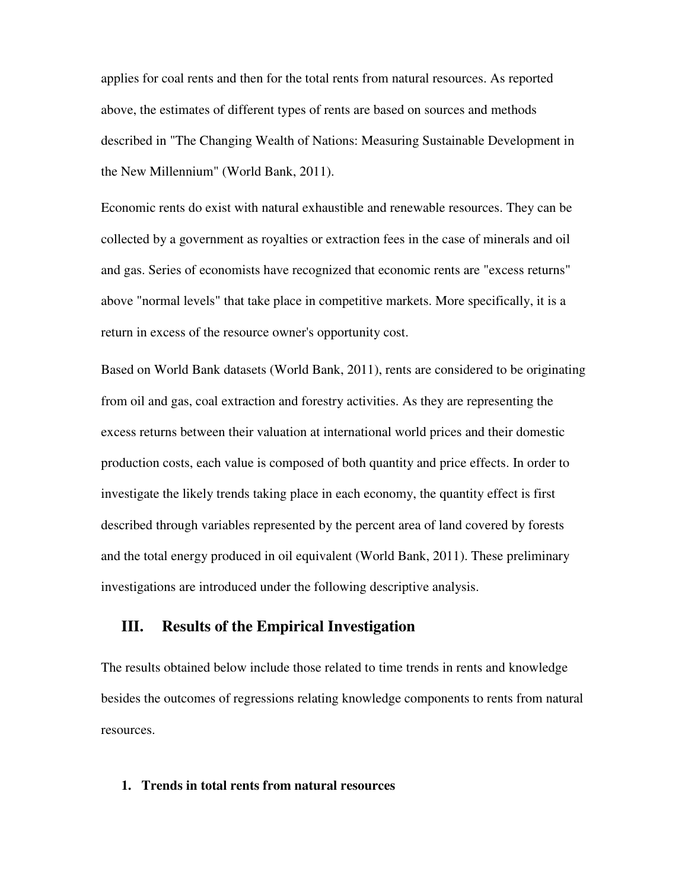applies for coal rents and then for the total rents from natural resources. As reported above, the estimates of different types of rents are based on sources and methods described in "The Changing Wealth of Nations: Measuring Sustainable Development in the New Millennium" (World Bank, 2011).

Economic rents do exist with natural exhaustible and renewable resources. They can be collected by a government as royalties or extraction fees in the case of minerals and oil and gas. Series of economists have recognized that economic rents are "excess returns" above "normal levels" that take place in competitive markets. More specifically, it is a return in excess of the resource owner's opportunity cost.

Based on World Bank datasets (World Bank, 2011), rents are considered to be originating from oil and gas, coal extraction and forestry activities. As they are representing the excess returns between their valuation at international world prices and their domestic production costs, each value is composed of both quantity and price effects. In order to investigate the likely trends taking place in each economy, the quantity effect is first described through variables represented by the percent area of land covered by forests and the total energy produced in oil equivalent (World Bank, 2011). These preliminary investigations are introduced under the following descriptive analysis.

## III. Results of the Empirical Investigation

The results obtained below include those related to time trends in rents and knowledge besides the outcomes of regressions relating knowledge components to rents from natural resources.

### 1. Trends in total rents from natural resources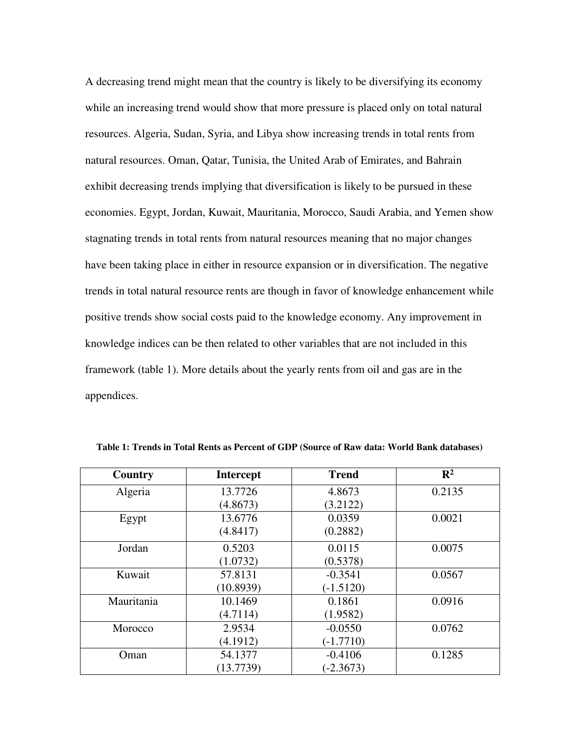A decreasing trend might mean that the country is likely to be diversifying its economy while an increasing trend would show that more pressure is placed only on total natural resources. Algeria, Sudan, Syria, and Libya show increasing trends in total rents from natural resources. Oman, Qatar, Tunisia, the United Arab of Emirates, and Bahrain exhibit decreasing trends implying that diversification is likely to be pursued in these economies. Egypt, Jordan, Kuwait, Mauritania, Morocco, Saudi Arabia, and Yemen show stagnating trends in total rents from natural resources meaning that no major changes have been taking place in either in resource expansion or in diversification. The negative trends in total natural resource rents are though in favor of knowledge enhancement while positive trends show social costs paid to the knowledge economy. Any improvement in knowledge indices can be then related to other variables that are not included in this framework (table 1). More details about the yearly rents from oil and gas are in the appendices.

**Table 1: Trends in Total Rents as Percent of GDP (Source of Raw data: World Bank databases)**

| Country | Intercept | Trend | $R^2$ |
|---|---|---|---|
| Algeria | 13.7726 (4.8673) | 4.8673 (3.2122) | 0.2135 |
| Egypt | 13.6776 (4.8417) | 0.0359 (0.2882) | 0.0021 |
| Jordan | 0.5203 (1.0732) | 0.0115 (0.5378) | 0.0075 |
| Kuwait | 57.8131 (10.8939) | -0.3541 (-1.5120) | 0.0567 |
| Mauritania | 10.1469 (4.7114) | 0.1861 (1.9582) | 0.0916 |
| Morocco | 2.9534 (4.1912) | -0.0550 (-1.7710) | 0.0762 |
| Oman | 54.1377 (13.7739) | -0.4106 (-2.3673) | 0.1285 |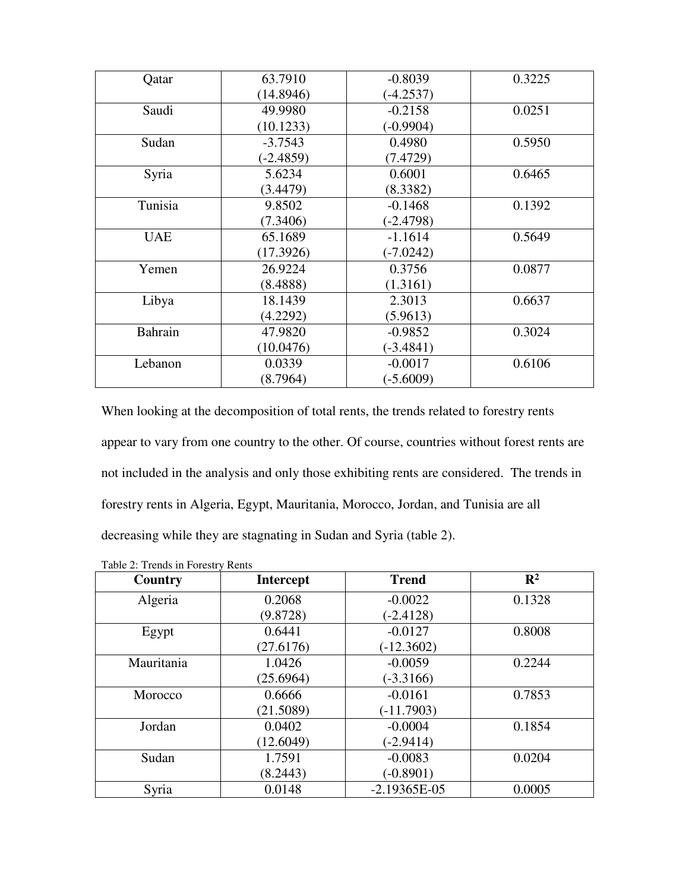| | | | |
|---|---|---|---|
| Qatar | 63.7910<br>(14.8946) | -0.8039<br>(-4.2537) | 0.3225 |
| Saudi | 49.9980<br>(10.1233) | -0.2158<br>(-0.9904) | 0.0251 |
| Sudan | -3.7543<br>(-2.4859) | 0.4980<br>(7.4729) | 0.5950 |
| Syria | 5.6234<br>(3.4479) | 0.6001<br>(8.3382) | 0.6465 |
| Tunisia | 9.8502<br>(7.3406) | -0.1468<br>(-2.4798) | 0.1392 |
| UAE | 65.1689<br>(17.3926) | -1.1614<br>(-7.0242) | 0.5649 |
| Yemen | 26.9224<br>(8.4888) | 0.3756<br>(1.3161) | 0.0877 |
| Libya | 18.1439<br>(4.2292) | 2.3013<br>(5.9613) | 0.6637 |
| Bahrain | 47.9820<br>(10.0476) | -0.9852<br>(-3.4841) | 0.3024 |
| Lebanon | 0.0339<br>(8.7964) | -0.0017<br>(-5.6009) | 0.6106 |

When looking at the decomposition of total rents, the trends related to forestry rents appear to vary from one country to the other. Of course, countries without forest rents are not included in the analysis and only those exhibiting rents are considered. The trends in forestry rents in Algeria, Egypt, Mauritania, Morocco, Jordan, and Tunisia are all decreasing while they are stagnating in Sudan and Syria (table 2).

Table 2: Trends in Forestry Rents

| Country | Intercept | Trend | $R^2$ |
|---|---|---|---|
| Algeria | 0.2068<br>(9.8728) | -0.0022<br>(-2.4128) | 0.1328 |
| Egypt | 0.6441<br>(27.6176) | -0.0127<br>(-12.3602) | 0.8008 |
| Mauritania | 1.0426<br>(25.6964) | -0.0059<br>(-3.3166) | 0.2244 |
| Morocco | 0.6666<br>(21.5089) | -0.0161<br>(-11.7903) | 0.7853 |
| Jordan | 0.0402<br>(12.6049) | -0.0004<br>(-2.9414) | 0.1854 |
| Sudan | 1.7591<br>(8.2443) | -0.0083<br>(-0.8901) | 0.0204 |
| Syria | 0.0148 | -2.19365E-05 | 0.0005 |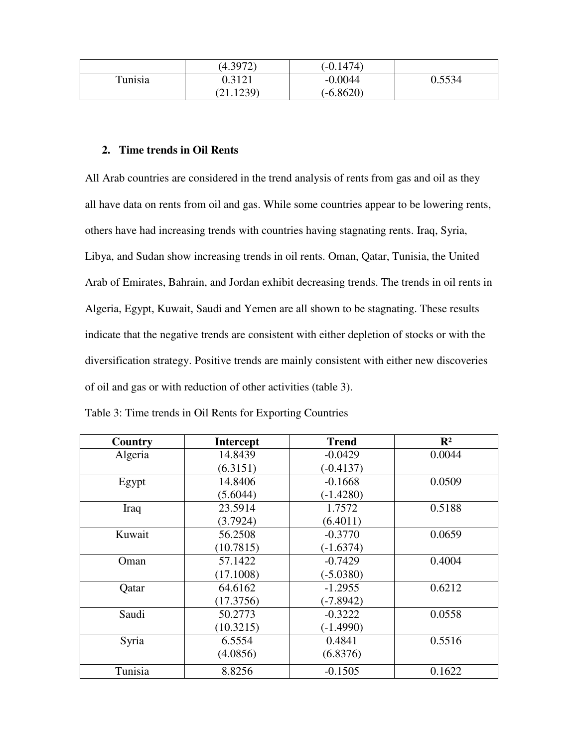|  | (4.3972) | (-0.1474) |  |
|---|---|---|---|
| Tunisia | 0.3121<br>(21.1239) | -0.0044<br>(-6.8620) | 0.5534 |

## 2. Time trends in Oil Rents

All Arab countries are considered in the trend analysis of rents from gas and oil as they all have data on rents from oil and gas. While some countries appear to be lowering rents, others have had increasing trends with countries having stagnating rents. Iraq, Syria, Libya, and Sudan show increasing trends in oil rents. Oman, Qatar, Tunisia, the United Arab of Emirates, Bahrain, and Jordan exhibit decreasing trends. The trends in oil rents in Algeria, Egypt, Kuwait, Saudi and Yemen are all shown to be stagnating. These results indicate that the negative trends are consistent with either depletion of stocks or with the diversification strategy. Positive trends are mainly consistent with either new discoveries of oil and gas or with reduction of other activities (table 3).

Table 3: Time trends in Oil Rents for Exporting Countries

| Country | Intercept | Trend | $R^2$ |
|---|---|---|---|
| Algeria | 14.8439<br>(6.3151) | -0.0429<br>(-0.4137) | 0.0044 |
| Egypt | 14.8406<br>(5.6044) | -0.1668<br>(-1.4280) | 0.0509 |
| Iraq | 23.5914<br>(3.7924) | 1.7572<br>(6.4011) | 0.5188 |
| Kuwait | 56.2508<br>(10.7815) | -0.3770<br>(-1.6374) | 0.0659 |
| Oman | 57.1422<br>(17.1008) | -0.7429<br>(-5.0380) | 0.4004 |
| Qatar | 64.6162<br>(17.3756) | -1.2955<br>(-7.8942) | 0.6212 |
| Saudi | 50.2773<br>(10.3215) | -0.3222<br>(-1.4990) | 0.0558 |
| Syria | 6.5554<br>(4.0856) | 0.4841<br>(6.8376) | 0.5516 |
| Tunisia | 8.8256 | -0.1505 | 0.1622 |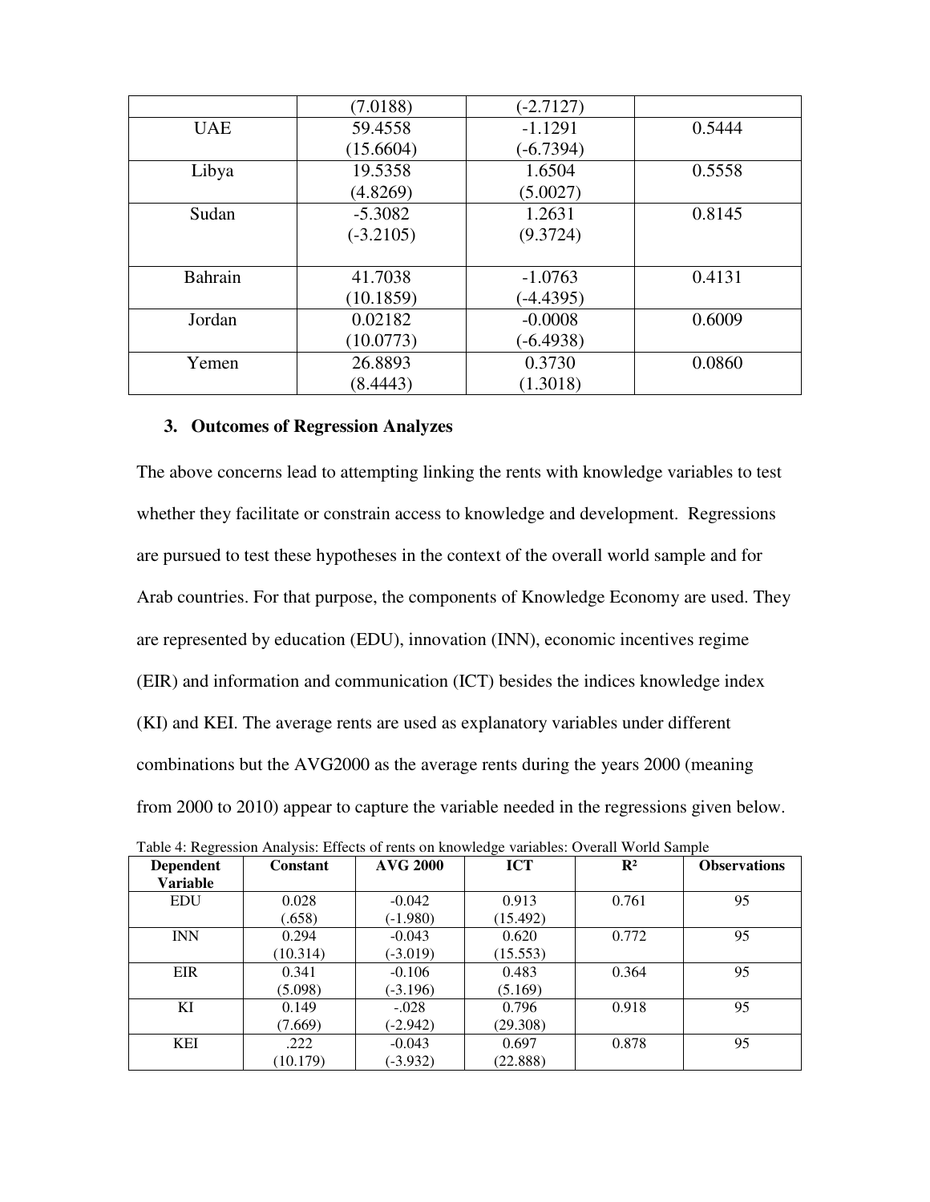| | (7.0188) | (-2.7127) | |
|---|---|---|---|
| UAE | 59.4558<br>(15.6604) | -1.1291<br>(-6.7394) | 0.5444 |
| Libya | 19.5358<br>(4.8269) | 1.6504<br>(5.0027) | 0.5558 |
| Sudan | -5.3082<br>(-3.2105) | 1.2631<br>(9.3724) | 0.8145 |
| Bahrain | 41.7038<br>(10.1859) | -1.0763<br>(-4.4395) | 0.4131 |
| Jordan | 0.02182<br>(10.0773) | -0.0008<br>(-6.4938) | 0.6009 |
| Yemen | 26.8893<br>(8.4443) | 0.3730<br>(1.3018) | 0.0860 |

### 3. Outcomes of Regression Analyzes

The above concerns lead to attempting linking the rents with knowledge variables to test whether they facilitate or constrain access to knowledge and development. Regressions are pursued to test these hypotheses in the context of the overall world sample and for Arab countries. For that purpose, the components of Knowledge Economy are used. They are represented by education (EDU), innovation (INN), economic incentives regime (EIR) and information and communication (ICT) besides the indices knowledge index (KI) and KEI. The average rents are used as explanatory variables under different combinations but the AVG2000 as the average rents during the years 2000 (meaning from 2000 to 2010) appear to capture the variable needed in the regressions given below.

Table 4: Regression Analysis: Effects of rents on knowledge variables: Overall World Sample

| Dependent Variable | Constant | AVG 2000 | ICT | $R^2$ | Observations |
|---|---|---|---|---|---|
| EDU | 0.028<br>(.658) | -0.042<br>(-1.980) | 0.913<br>(15.492) | 0.761 | 95 |
| INN | 0.294<br>(10.314) | -0.043<br>(-3.019) | 0.620<br>(15.553) | 0.772 | 95 |
| EIR | 0.341<br>(5.098) | -0.106<br>(-3.196) | 0.483<br>(5.169) | 0.364 | 95 |
| KI | 0.149<br>(7.669) | -.028<br>(-2.942) | 0.796<br>(29.308) | 0.918 | 95 |
| KEI | .222<br>(10.179) | -0.043<br>(-3.932) | 0.697<br>(22.888) | 0.878 | 95 |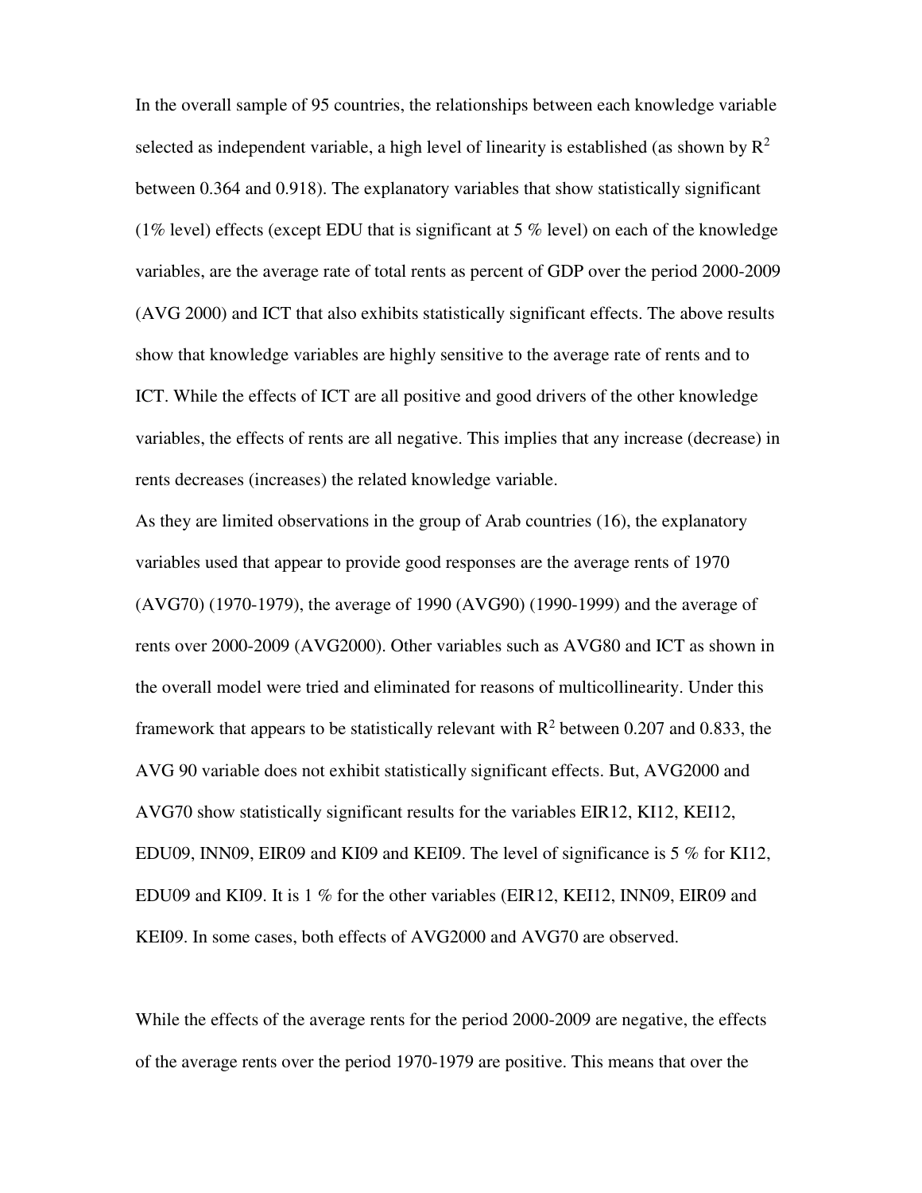In the overall sample of 95 countries, the relationships between each knowledge variable selected as independent variable, a high level of linearity is established (as shown by $R^2$ between 0.364 and 0.918). The explanatory variables that show statistically significant (1% level) effects (except EDU that is significant at 5 % level) on each of the knowledge variables, are the average rate of total rents as percent of GDP over the period 2000-2009 (AVG 2000) and ICT that also exhibits statistically significant effects. The above results show that knowledge variables are highly sensitive to the average rate of rents and to ICT. While the effects of ICT are all positive and good drivers of the other knowledge variables, the effects of rents are all negative. This implies that any increase (decrease) in rents decreases (increases) the related knowledge variable.

As they are limited observations in the group of Arab countries (16), the explanatory variables used that appear to provide good responses are the average rents of 1970 (AVG70) (1970-1979), the average of 1990 (AVG90) (1990-1999) and the average of rents over 2000-2009 (AVG2000). Other variables such as AVG80 and ICT as shown in the overall model were tried and eliminated for reasons of multicollinearity. Under this framework that appears to be statistically relevant with $R^2$ between 0.207 and 0.833, the AVG 90 variable does not exhibit statistically significant effects. But, AVG2000 and AVG70 show statistically significant results for the variables EIR12, KI12, KEI12, EDU09, INN09, EIR09 and KI09 and KEI09. The level of significance is 5 % for KI12, EDU09 and KI09. It is 1 % for the other variables (EIR12, KEI12, INN09, EIR09 and KEI09. In some cases, both effects of AVG2000 and AVG70 are observed.

While the effects of the average rents for the period 2000-2009 are negative, the effects of the average rents over the period 1970-1979 are positive. This means that over the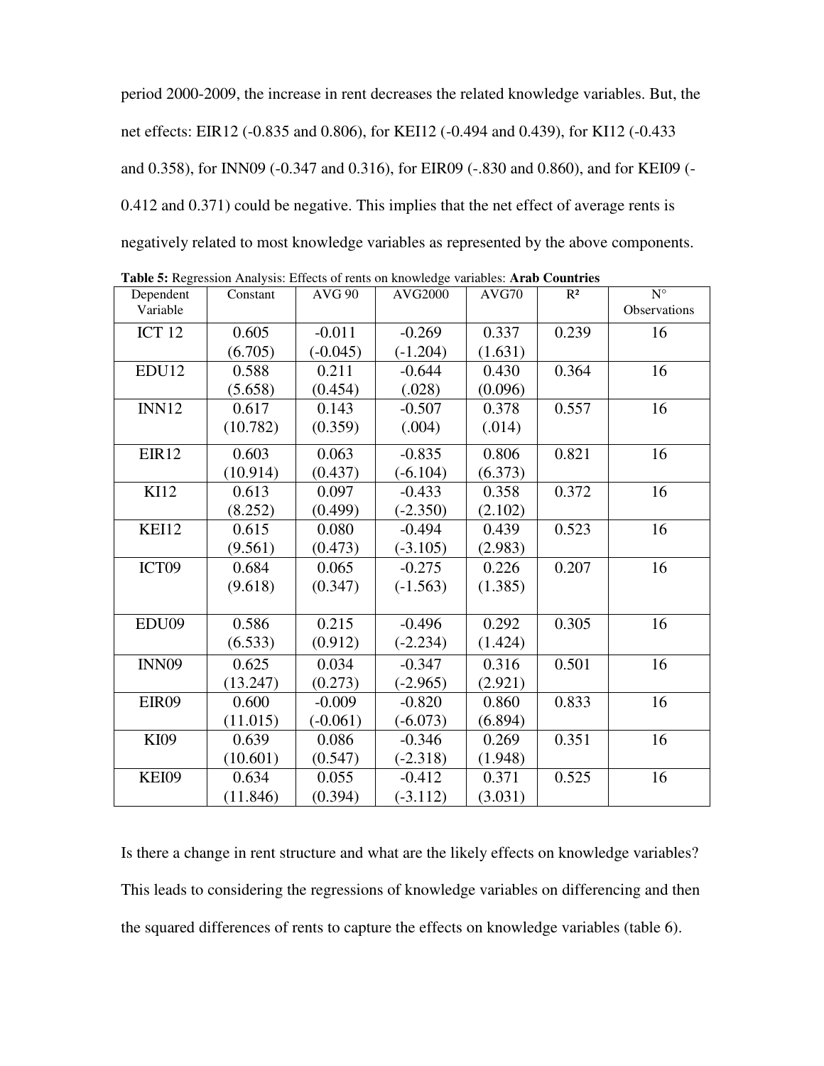period 2000-2009, the increase in rent decreases the related knowledge variables. But, the net effects: EIR12 (-0.835 and 0.806), for KEI12 (-0.494 and 0.439), for KI12 (-0.433 and 0.358), for INN09 (-0.347 and 0.316), for EIR09 (-.830 and 0.860), and for KEI09 (-0.412 and 0.371) could be negative. This implies that the net effect of average rents is negatively related to most knowledge variables as represented by the above components.

**Table 5:** Regression Analysis: Effects of rents on knowledge variables: **Arab Countries**

| Dependent Variable | Constant | AVG 90 | AVG2000 | AVG70 | $R^2$ | N° Observations |
|---|---|---|---|---|---|---|
| ICT 12 | 0.605<br>(6.705) | -0.011<br>(-0.045) | -0.269<br>(-1.204) | 0.337<br>(1.631) | 0.239 | 16 |
| EDU12 | 0.588<br>(5.658) | 0.211<br>(0.454) | -0.644<br>(.028) | 0.430<br>(0.096) | 0.364 | 16 |
| INN12 | 0.617<br>(10.782) | 0.143<br>(0.359) | -0.507<br>(.004) | 0.378<br>(.014) | 0.557 | 16 |
| EIR12 | 0.603<br>(10.914) | 0.063<br>(0.437) | -0.835<br>(-6.104) | 0.806<br>(6.373) | 0.821 | 16 |
| KI12 | 0.613<br>(8.252) | 0.097<br>(0.499) | -0.433<br>(-2.350) | 0.358<br>(2.102) | 0.372 | 16 |
| KEI12 | 0.615<br>(9.561) | 0.080<br>(0.473) | -0.494<br>(-3.105) | 0.439<br>(2.983) | 0.523 | 16 |
| ICT09 | 0.684<br>(9.618) | 0.065<br>(0.347) | -0.275<br>(-1.563) | 0.226<br>(1.385) | 0.207 | 16 |
| EDU09 | 0.586<br>(6.533) | 0.215<br>(0.912) | -0.496<br>(-2.234) | 0.292<br>(1.424) | 0.305 | 16 |
| INN09 | 0.625<br>(13.247) | 0.034<br>(0.273) | -0.347<br>(-2.965) | 0.316<br>(2.921) | 0.501 | 16 |
| EIR09 | 0.600<br>(11.015) | -0.009<br>(-0.061) | -0.820<br>(-6.073) | 0.860<br>(6.894) | 0.833 | 16 |
| KI09 | 0.639<br>(10.601) | 0.086<br>(0.547) | -0.346<br>(-2.318) | 0.269<br>(1.948) | 0.351 | 16 |
| KEI09 | 0.634<br>(11.846) | 0.055<br>(0.394) | -0.412<br>(-3.112) | 0.371<br>(3.031) | 0.525 | 16 |

Is there a change in rent structure and what are the likely effects on knowledge variables? This leads to considering the regressions of knowledge variables on differencing and then the squared differences of rents to capture the effects on knowledge variables (table 6).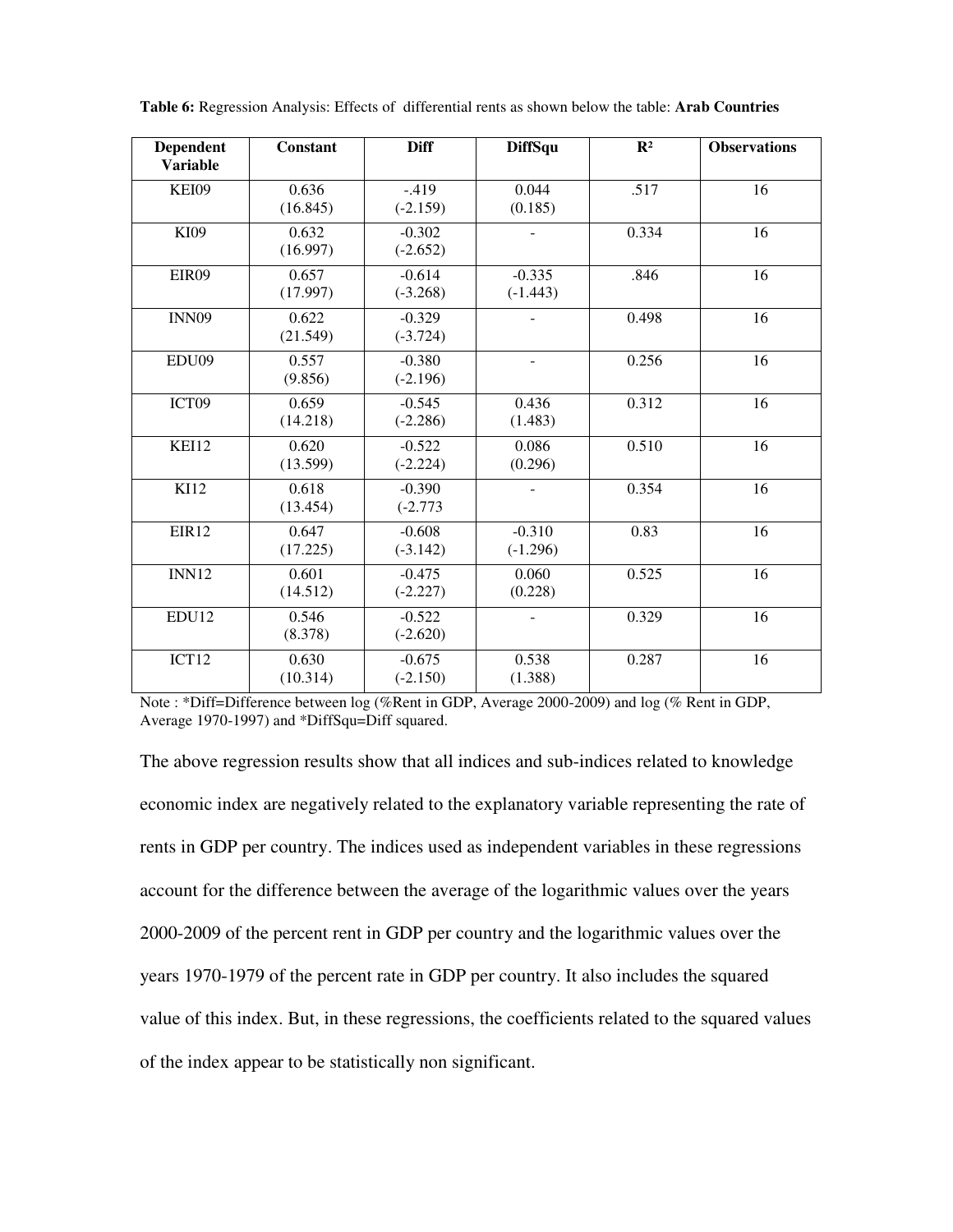**Table 6:** Regression Analysis: Effects of differential rents as shown below the table: **Arab Countries**

| Dependent Variable | Constant | Diff | DiffSqu | $R^2$ | Observations |
|---|---|---|---|---|---|
| KEI09 | 0.636 (16.845) | -.419 (-2.159) | 0.044 (0.185) | .517 | 16 |
| KI09 | 0.632 (16.997) | -0.302 (-2.652) | - | 0.334 | 16 |
| EIR09 | 0.657 (17.997) | -0.614 (-3.268) | -0.335 (-1.443) | .846 | 16 |
| INN09 | 0.622 (21.549) | -0.329 (-3.724) | - | 0.498 | 16 |
| EDU09 | 0.557 (9.856) | -0.380 (-2.196) | - | 0.256 | 16 |
| ICT09 | 0.659 (14.218) | -0.545 (-2.286) | 0.436 (1.483) | 0.312 | 16 |
| KEI12 | 0.620 (13.599) | -0.522 (-2.224) | 0.086 (0.296) | 0.510 | 16 |
| KI12 | 0.618 (13.454) | -0.390 (-2.773 | - | 0.354 | 16 |
| EIR12 | 0.647 (17.225) | -0.608 (-3.142) | -0.310 (-1.296) | 0.83 | 16 |
| INN12 | 0.601 (14.512) | -0.475 (-2.227) | 0.060 (0.228) | 0.525 | 16 |
| EDU12 | 0.546 (8.378) | -0.522 (-2.620) | - | 0.329 | 16 |
| ICT12 | 0.630 (10.314) | -0.675 (-2.150) | 0.538 (1.388) | 0.287 | 16 |

Note : *Diff=Difference between log (%Rent in GDP, Average 2000-2009) and log (% Rent in GDP, Average 1970-1997) and *DiffSqu=Diff squared.

The above regression results show that all indices and sub-indices related to knowledge economic index are negatively related to the explanatory variable representing the rate of rents in GDP per country. The indices used as independent variables in these regressions account for the difference between the average of the logarithmic values over the years 2000-2009 of the percent rent in GDP per country and the logarithmic values over the years 1970-1979 of the percent rate in GDP per country. It also includes the squared value of this index. But, in these regressions, the coefficients related to the squared values of the index appear to be statistically non significant.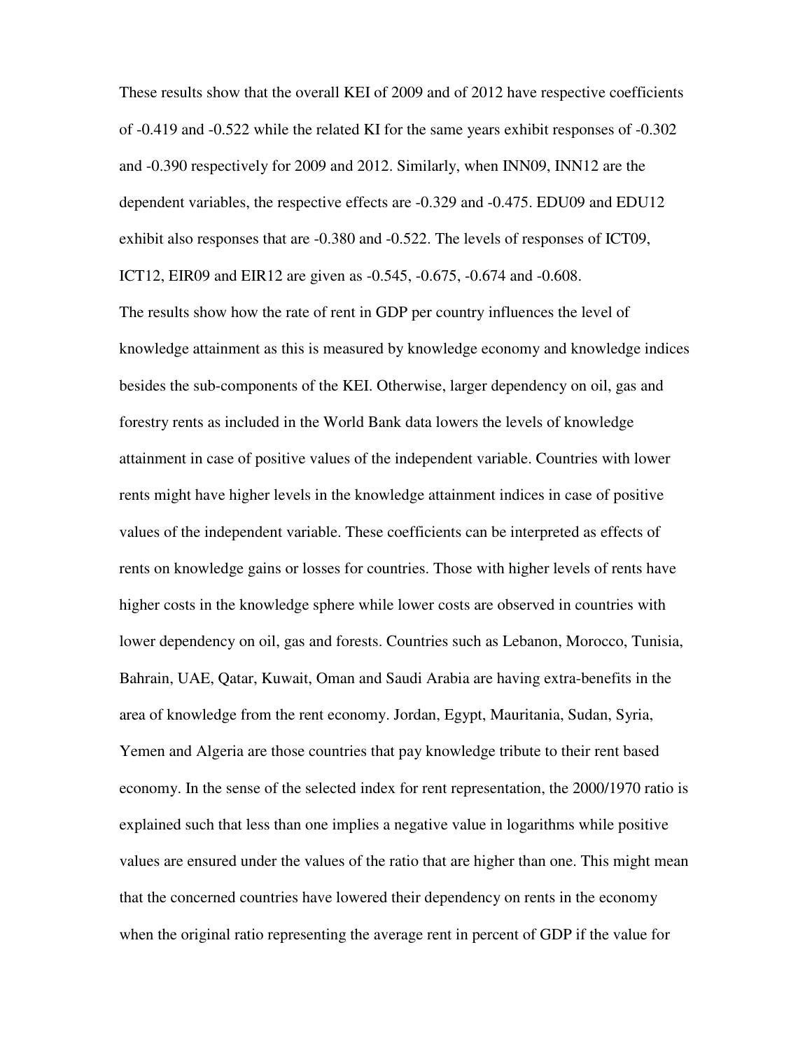These results show that the overall KEI of 2009 and of 2012 have respective coefficients of -0.419 and -0.522 while the related KI for the same years exhibit responses of -0.302 and -0.390 respectively for 2009 and 2012. Similarly, when INN09, INN12 are the dependent variables, the respective effects are -0.329 and -0.475. EDU09 and EDU12 exhibit also responses that are -0.380 and -0.522. The levels of responses of ICT09, ICT12, EIR09 and EIR12 are given as -0.545, -0.675, -0.674 and -0.608.

The results show how the rate of rent in GDP per country influences the level of knowledge attainment as this is measured by knowledge economy and knowledge indices besides the sub-components of the KEI. Otherwise, larger dependency on oil, gas and forestry rents as included in the World Bank data lowers the levels of knowledge attainment in case of positive values of the independent variable. Countries with lower rents might have higher levels in the knowledge attainment indices in case of positive values of the independent variable. These coefficients can be interpreted as effects of rents on knowledge gains or losses for countries. Those with higher levels of rents have higher costs in the knowledge sphere while lower costs are observed in countries with lower dependency on oil, gas and forests. Countries such as Lebanon, Morocco, Tunisia, Bahrain, UAE, Qatar, Kuwait, Oman and Saudi Arabia are having extra-benefits in the area of knowledge from the rent economy. Jordan, Egypt, Mauritania, Sudan, Syria, Yemen and Algeria are those countries that pay knowledge tribute to their rent based economy. In the sense of the selected index for rent representation, the 2000/1970 ratio is explained such that less than one implies a negative value in logarithms while positive values are ensured under the values of the ratio that are higher than one. This might mean that the concerned countries have lowered their dependency on rents in the economy when the original ratio representing the average rent in percent of GDP if the value for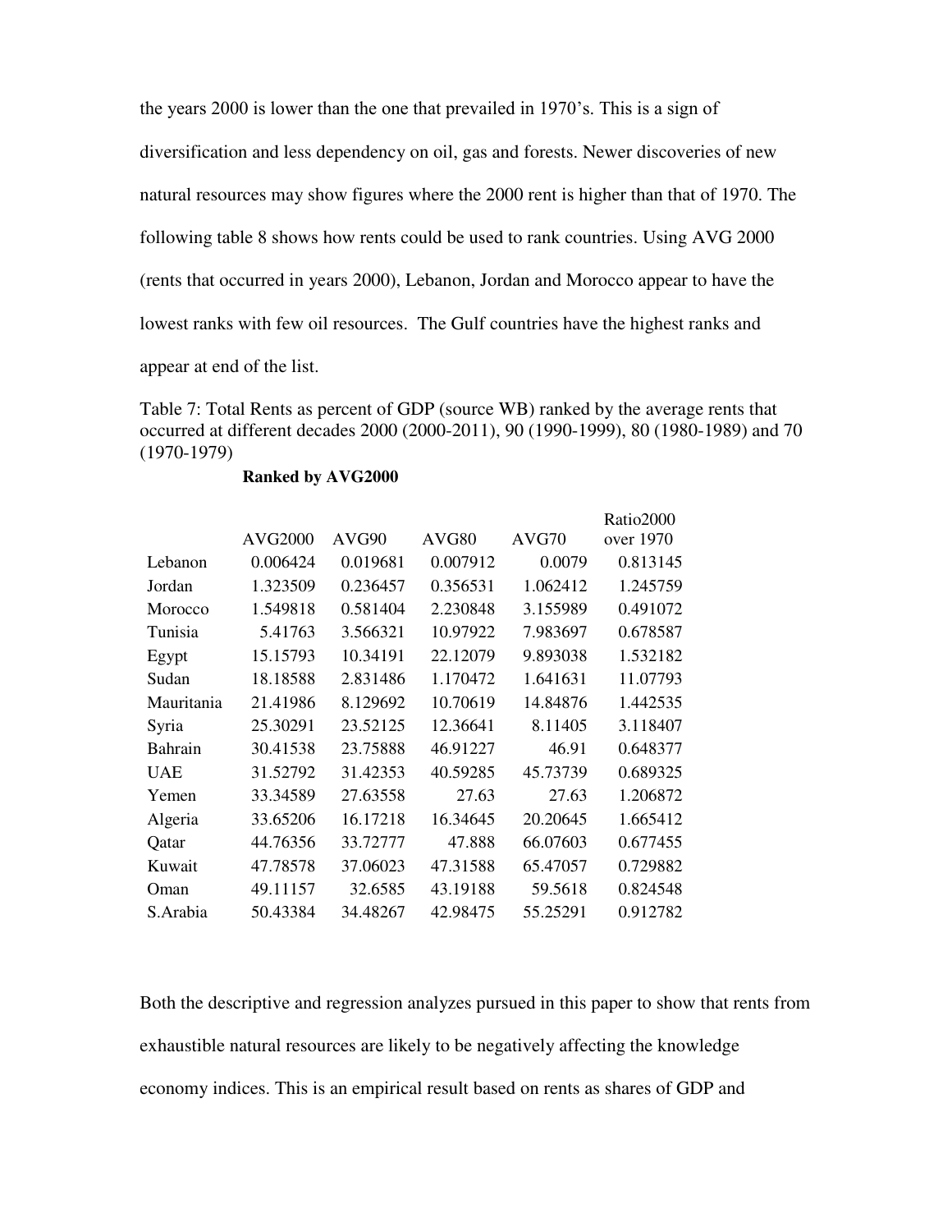the years 2000 is lower than the one that prevailed in 1970's. This is a sign of diversification and less dependency on oil, gas and forests. Newer discoveries of new natural resources may show figures where the 2000 rent is higher than that of 1970. The following table 8 shows how rents could be used to rank countries. Using AVG 2000 (rents that occurred in years 2000), Lebanon, Jordan and Morocco appear to have the lowest ranks with few oil resources. The Gulf countries have the highest ranks and appear at end of the list.

Table 7: Total Rents as percent of GDP (source WB) ranked by the average rents that occurred at different decades 2000 (2000-2011), 90 (1990-1999), 80 (1980-1989) and 70 (1970-1979)

**Ranked by AVG2000**

| | AVG2000 | AVG90 | AVG80 | AVG70 | Ratio2000 over 1970 |
|---|---|---|---|---|---|
| Lebanon | 0.006424 | 0.019681 | 0.007912 | 0.0079 | 0.813145 |
| Jordan | 1.323509 | 0.236457 | 0.356531 | 1.062412 | 1.245759 |
| Morocco | 1.549818 | 0.581404 | 2.230848 | 3.155989 | 0.491072 |
| Tunisia | 5.41763 | 3.566321 | 10.97922 | 7.983697 | 0.678587 |
| Egypt | 15.15793 | 10.34191 | 22.12079 | 9.893038 | 1.532182 |
| Sudan | 18.18588 | 2.831486 | 1.170472 | 1.641631 | 11.07793 |
| Mauritania | 21.41986 | 8.129692 | 10.70619 | 14.84876 | 1.442535 |
| Syria | 25.30291 | 23.52125 | 12.36641 | 8.11405 | 3.118407 |
| Bahrain | 30.41538 | 23.75888 | 46.91227 | 46.91 | 0.648377 |
| UAE | 31.52792 | 31.42353 | 40.59285 | 45.73739 | 0.689325 |
| Yemen | 33.34589 | 27.63558 | 27.63 | 27.63 | 1.206872 |
| Algeria | 33.65206 | 16.17218 | 16.34645 | 20.20645 | 1.665412 |
| Qatar | 44.76356 | 33.72777 | 47.888 | 66.07603 | 0.677455 |
| Kuwait | 47.78578 | 37.06023 | 47.31588 | 65.47057 | 0.729882 |
| Oman | 49.11157 | 32.6585 | 43.19188 | 59.5618 | 0.824548 |
| S.Arabia | 50.43384 | 34.48267 | 42.98475 | 55.25291 | 0.912782 |

Both the descriptive and regression analyzes pursued in this paper to show that rents from exhaustible natural resources are likely to be negatively affecting the knowledge economy indices. This is an empirical result based on rents as shares of GDP and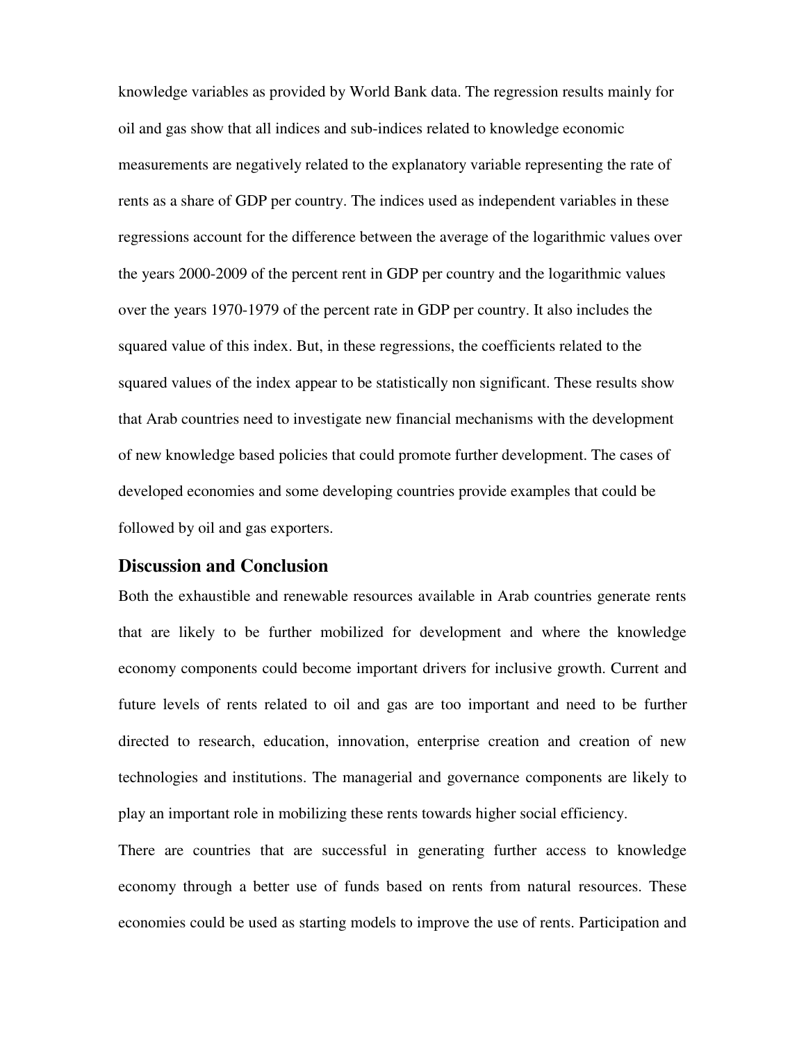knowledge variables as provided by World Bank data. The regression results mainly for oil and gas show that all indices and sub-indices related to knowledge economic measurements are negatively related to the explanatory variable representing the rate of rents as a share of GDP per country. The indices used as independent variables in these regressions account for the difference between the average of the logarithmic values over the years 2000-2009 of the percent rent in GDP per country and the logarithmic values over the years 1970-1979 of the percent rate in GDP per country. It also includes the squared value of this index. But, in these regressions, the coefficients related to the squared values of the index appear to be statistically non significant. These results show that Arab countries need to investigate new financial mechanisms with the development of new knowledge based policies that could promote further development. The cases of developed economies and some developing countries provide examples that could be followed by oil and gas exporters.

## Discussion and Conclusion

Both the exhaustible and renewable resources available in Arab countries generate rents that are likely to be further mobilized for development and where the knowledge economy components could become important drivers for inclusive growth. Current and future levels of rents related to oil and gas are too important and need to be further directed to research, education, innovation, enterprise creation and creation of new technologies and institutions. The managerial and governance components are likely to play an important role in mobilizing these rents towards higher social efficiency.

There are countries that are successful in generating further access to knowledge economy through a better use of funds based on rents from natural resources. These economies could be used as starting models to improve the use of rents. Participation and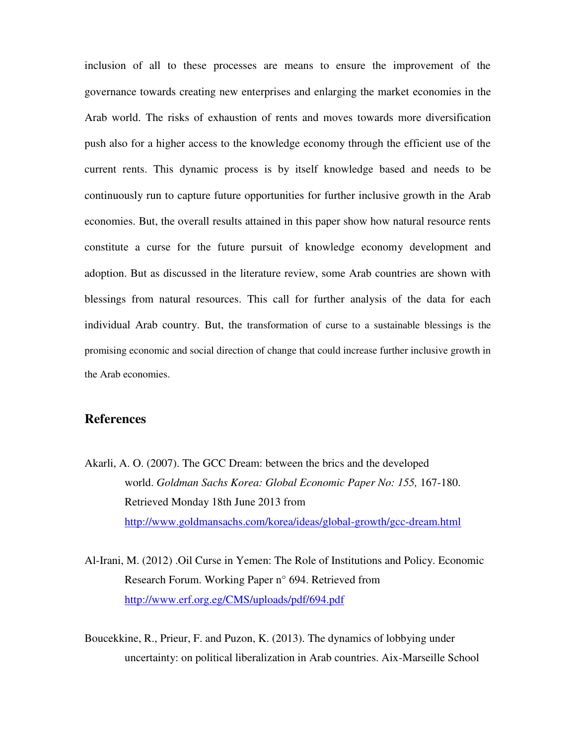inclusion of all to these processes are means to ensure the improvement of the governance towards creating new enterprises and enlarging the market economies in the Arab world. The risks of exhaustion of rents and moves towards more diversification push also for a higher access to the knowledge economy through the efficient use of the current rents. This dynamic process is by itself knowledge based and needs to be continuously run to capture future opportunities for further inclusive growth in the Arab economies. But, the overall results attained in this paper show how natural resource rents constitute a curse for the future pursuit of knowledge economy development and adoption. But as discussed in the literature review, some Arab countries are shown with blessings from natural resources. This call for further analysis of the data for each individual Arab country. But, the transformation of curse to a sustainable blessings is the promising economic and social direction of change that could increase further inclusive growth in the Arab economies.

## References

Akarli, A. O. (2007). The GCC Dream: between the brics and the developed world. *Goldman Sachs Korea: Global Economic Paper No: 155,* 167-180. Retrieved Monday 18th June 2013 from http://www.goldmansachs.com/korea/ideas/global-growth/gcc-dream.html

Al-Irani, M. (2012) .Oil Curse in Yemen: The Role of Institutions and Policy. Economic Research Forum. Working Paper n° 694. Retrieved from http://www.erf.org.eg/CMS/uploads/pdf/694.pdf

Boucekkine, R., Prieur, F. and Puzon, K. (2013). The dynamics of lobbying under uncertainty: on political liberalization in Arab countries. Aix-Marseille School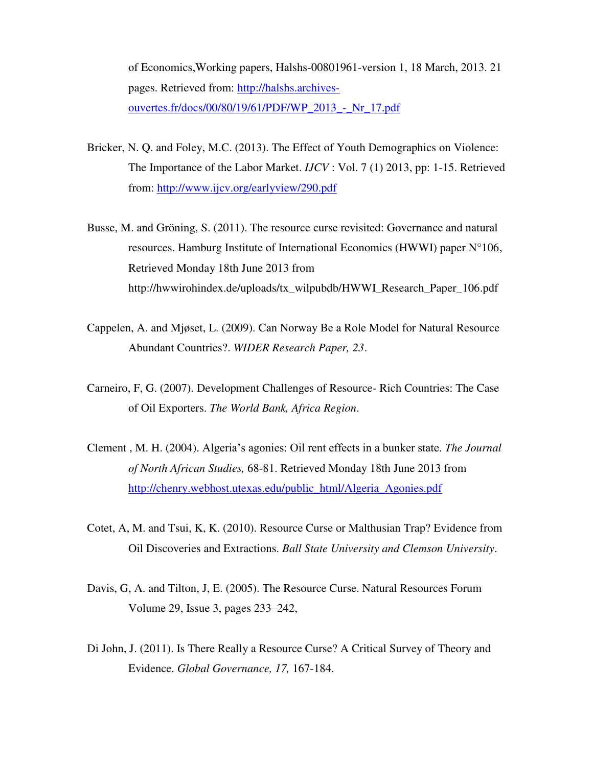of Economics,Working papers, Halshs-00801961-version 1, 18 March, 2013. 21 pages. Retrieved from: http://halshs.archives-ouvertes.fr/docs/00/80/19/61/PDF/WP_2013_-_Nr_17.pdf

Bricker, N. Q. and Foley, M.C. (2013). The Effect of Youth Demographics on Violence: The Importance of the Labor Market. *IJCV* : Vol. 7 (1) 2013, pp: 1-15. Retrieved from: http://www.ijcv.org/earlyview/290.pdf

Busse, M. and Gröning, S. (2011). The resource curse revisited: Governance and natural resources. Hamburg Institute of International Economics (HWWI) paper N°106, Retrieved Monday 18th June 2013 from http://hwwirohindex.de/uploads/tx_wilpubdb/HWWI_Research_Paper_106.pdf

Cappelen, A. and Mjøset, L. (2009). Can Norway Be a Role Model for Natural Resource Abundant Countries?. *WIDER Research Paper, 23*.

Carneiro, F, G. (2007). Development Challenges of Resource- Rich Countries: The Case of Oil Exporters. *The World Bank, Africa Region*.

Clement , M. H. (2004). Algeria's agonies: Oil rent effects in a bunker state. *The Journal of North African Studies,* 68-81. Retrieved Monday 18th June 2013 from http://chenry.webhost.utexas.edu/public_html/Algeria_Agonies.pdf

Cotet, A, M. and Tsui, K, K. (2010). Resource Curse or Malthusian Trap? Evidence from Oil Discoveries and Extractions. *Ball State University and Clemson University*.

Davis, G, A. and Tilton, J, E. (2005). The Resource Curse. Natural Resources Forum Volume 29, Issue 3, pages 233–242,

Di John, J. (2011). Is There Really a Resource Curse? A Critical Survey of Theory and Evidence. *Global Governance, 17,* 167-184.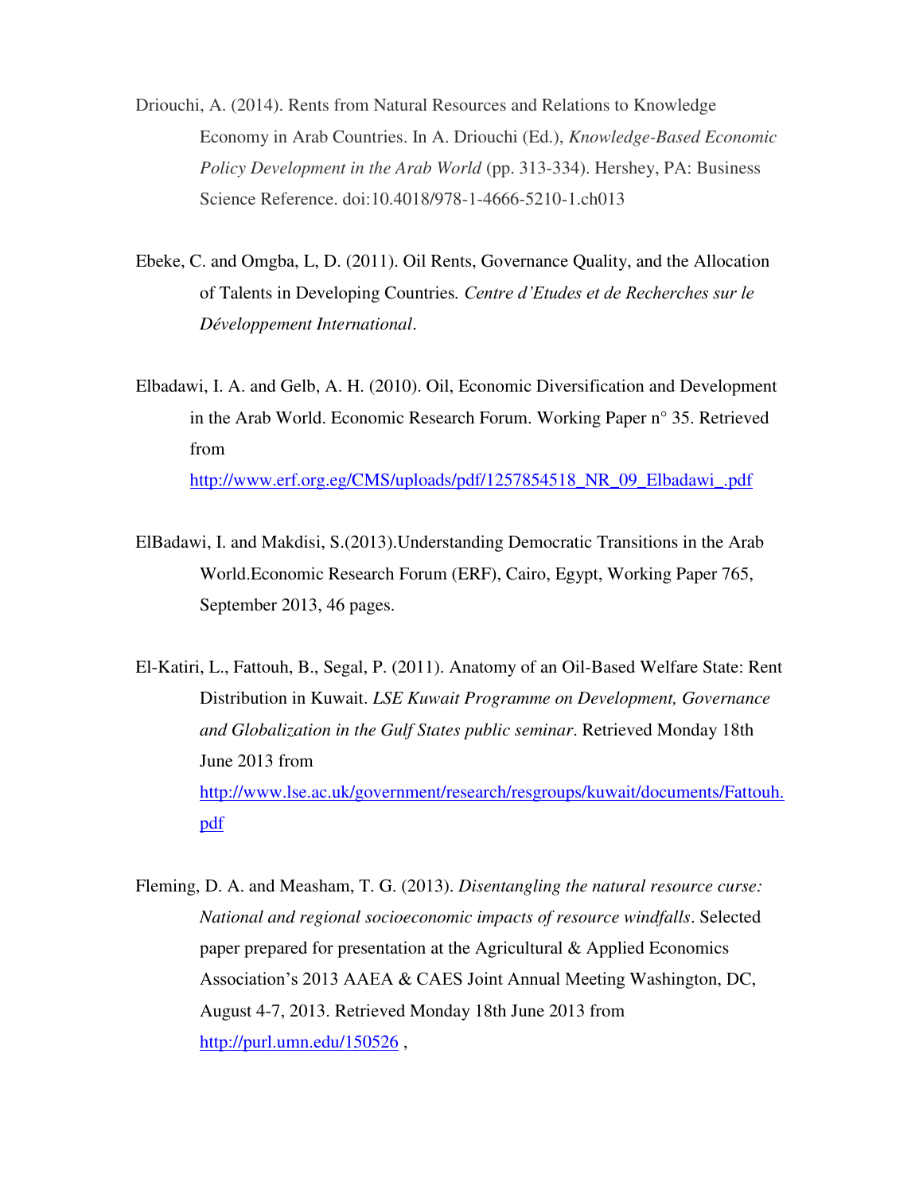Driouchi, A. (2014). Rents from Natural Resources and Relations to Knowledge Economy in Arab Countries. In A. Driouchi (Ed.), *Knowledge-Based Economic Policy Development in the Arab World* (pp. 313-334). Hershey, PA: Business Science Reference. doi:10.4018/978-1-4666-5210-1.ch013

Ebeke, C. and Omgba, L, D. (2011). Oil Rents, Governance Quality, and the Allocation of Talents in Developing Countries. *Centre d'Etudes et de Recherches sur le Développement International*.

Elbadawi, I. A. and Gelb, A. H. (2010). Oil, Economic Diversification and Development in the Arab World. Economic Research Forum. Working Paper n° 35. Retrieved from http://www.erf.org.eg/CMS/uploads/pdf/1257854518_NR_09_Elbadawi_.pdf

ElBadawi, I. and Makdisi, S.(2013).Understanding Democratic Transitions in the Arab World.Economic Research Forum (ERF), Cairo, Egypt, Working Paper 765, September 2013, 46 pages.

El-Katiri, L., Fattouh, B., Segal, P. (2011). Anatomy of an Oil-Based Welfare State: Rent Distribution in Kuwait. *LSE Kuwait Programme on Development, Governance and Globalization in the Gulf States public seminar*. Retrieved Monday 18th June 2013 from http://www.lse.ac.uk/government/research/resgroups/kuwait/documents/Fattouh.pdf

Fleming, D. A. and Measham, T. G. (2013). *Disentangling the natural resource curse: National and regional socioeconomic impacts of resource windfalls*. Selected paper prepared for presentation at the Agricultural & Applied Economics Association's 2013 AAEA & CAES Joint Annual Meeting Washington, DC, August 4-7, 2013. Retrieved Monday 18th June 2013 from http://purl.umn.edu/150526 ,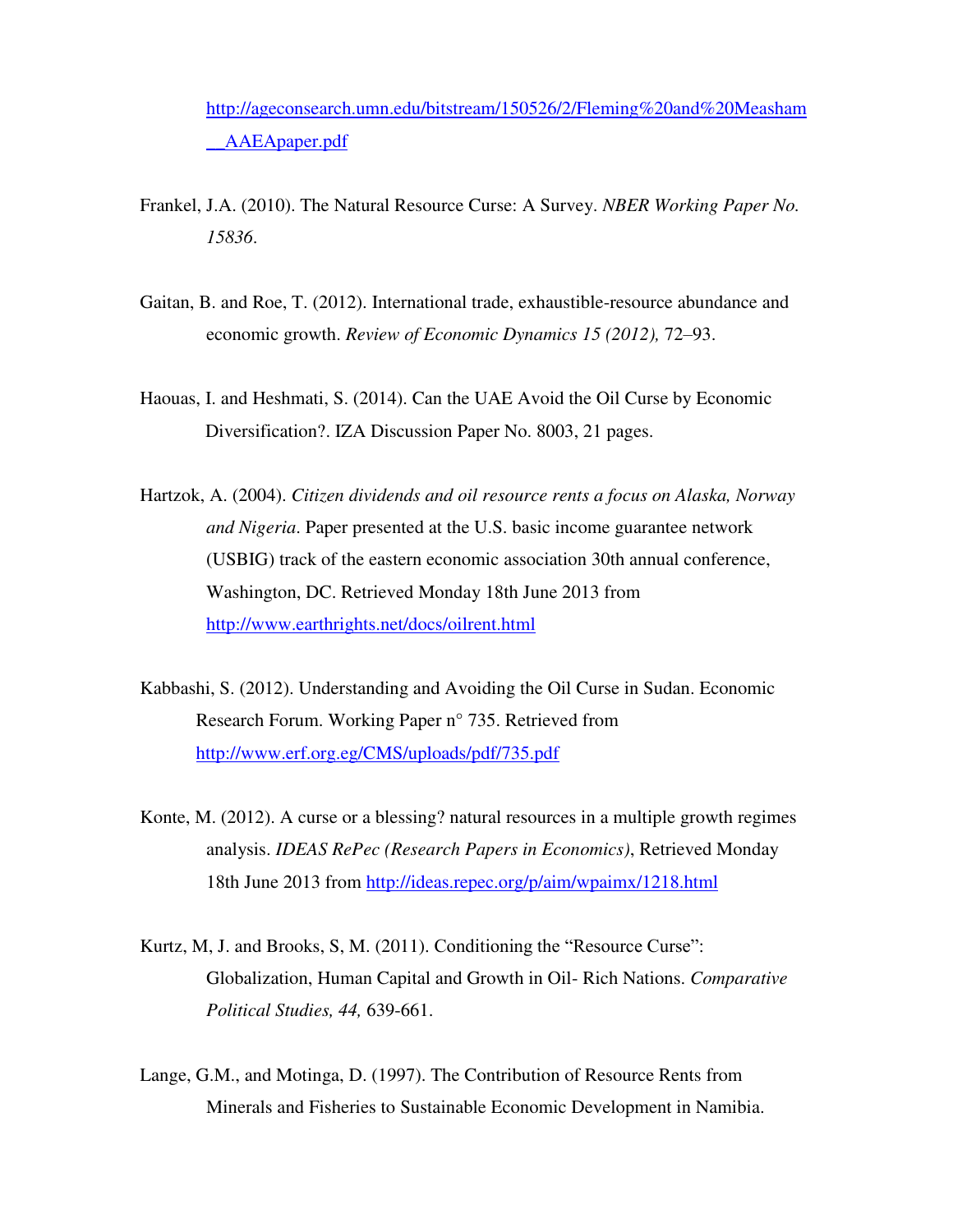http://ageconsearch.umn.edu/bitstream/150526/2/Fleming%20and%20Measham__AAEApaper.pdf

Frankel, J.A. (2010). The Natural Resource Curse: A Survey. *NBER Working Paper No. 15836*.

Gaitan, B. and Roe, T. (2012). International trade, exhaustible-resource abundance and economic growth. *Review of Economic Dynamics 15 (2012),* 72–93.

Haouas, I. and Heshmati, S. (2014). Can the UAE Avoid the Oil Curse by Economic Diversification?. IZA Discussion Paper No. 8003, 21 pages.

Hartzok, A. (2004). *Citizen dividends and oil resource rents a focus on Alaska, Norway and Nigeria*. Paper presented at the U.S. basic income guarantee network (USBIG) track of the eastern economic association 30th annual conference, Washington, DC. Retrieved Monday 18th June 2013 from http://www.earthrights.net/docs/oilrent.html

Kabbashi, S. (2012). Understanding and Avoiding the Oil Curse in Sudan. Economic Research Forum. Working Paper n° 735. Retrieved from http://www.erf.org.eg/CMS/uploads/pdf/735.pdf

Konte, M. (2012). A curse or a blessing? natural resources in a multiple growth regimes analysis. *IDEAS RePec (Research Papers in Economics)*, Retrieved Monday 18th June 2013 from http://ideas.repec.org/p/aim/wpaimx/1218.html

Kurtz, M, J. and Brooks, S, M. (2011). Conditioning the "Resource Curse": Globalization, Human Capital and Growth in Oil- Rich Nations. *Comparative Political Studies, 44,* 639-661.

Lange, G.M., and Motinga, D. (1997). The Contribution of Resource Rents from Minerals and Fisheries to Sustainable Economic Development in Namibia.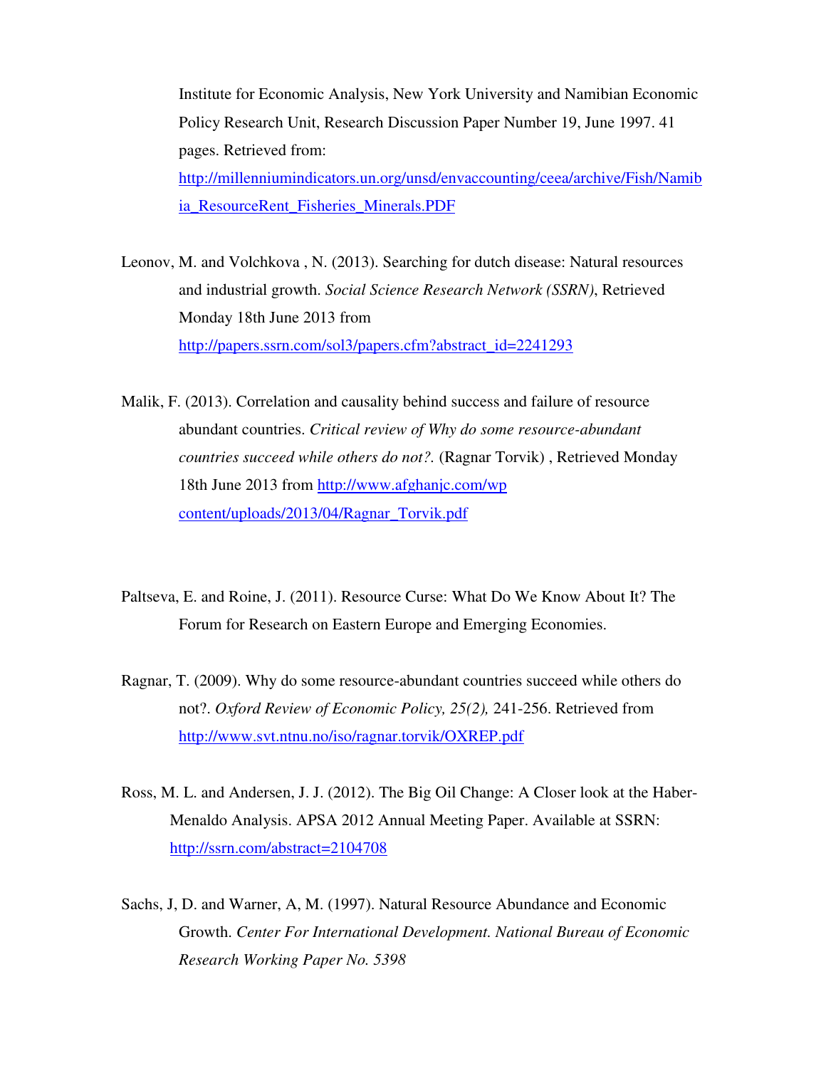Institute for Economic Analysis, New York University and Namibian Economic Policy Research Unit, Research Discussion Paper Number 19, June 1997. 41 pages. Retrieved from: http://millenniumindicators.un.org/unsd/envaccounting/ceea/archive/Fish/Namibia_ResourceRent_Fisheries_Minerals.PDF

Leonov, M. and Volchkova , N. (2013). Searching for dutch disease: Natural resources and industrial growth. *Social Science Research Network (SSRN)*, Retrieved Monday 18th June 2013 from http://papers.ssrn.com/sol3/papers.cfm?abstract_id=2241293

Malik, F. (2013). Correlation and causality behind success and failure of resource abundant countries. *Critical review of Why do some resource-abundant countries succeed while others do not?.* (Ragnar Torvik) , Retrieved Monday 18th June 2013 from http://www.afghanjc.com/wp content/uploads/2013/04/Ragnar_Torvik.pdf

Paltseva, E. and Roine, J. (2011). Resource Curse: What Do We Know About It? The Forum for Research on Eastern Europe and Emerging Economies.

Ragnar, T. (2009). Why do some resource-abundant countries succeed while others do not?. *Oxford Review of Economic Policy, 25(2),* 241-256. Retrieved from http://www.svt.ntnu.no/iso/ragnar.torvik/OXREP.pdf

Ross, M. L. and Andersen, J. J. (2012). The Big Oil Change: A Closer look at the Haber-Menaldo Analysis. APSA 2012 Annual Meeting Paper. Available at SSRN: http://ssrn.com/abstract=2104708

Sachs, J, D. and Warner, A, M. (1997). Natural Resource Abundance and Economic Growth. *Center For International Development. National Bureau of Economic Research Working Paper No. 5398*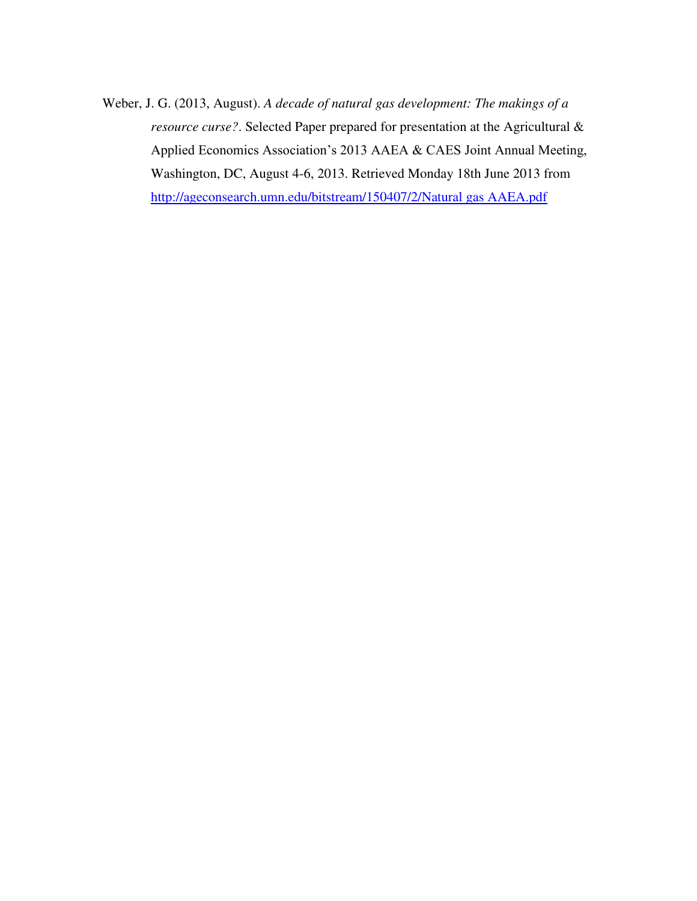Weber, J. G. (2013, August). *A decade of natural gas development: The makings of a resource curse?*. Selected Paper prepared for presentation at the Agricultural & Applied Economics Association's 2013 AAEA & CAES Joint Annual Meeting, Washington, DC, August 4-6, 2013. Retrieved Monday 18th June 2013 from http://ageconsearch.umn.edu/bitstream/150407/2/Natural gas AAEA.pdf